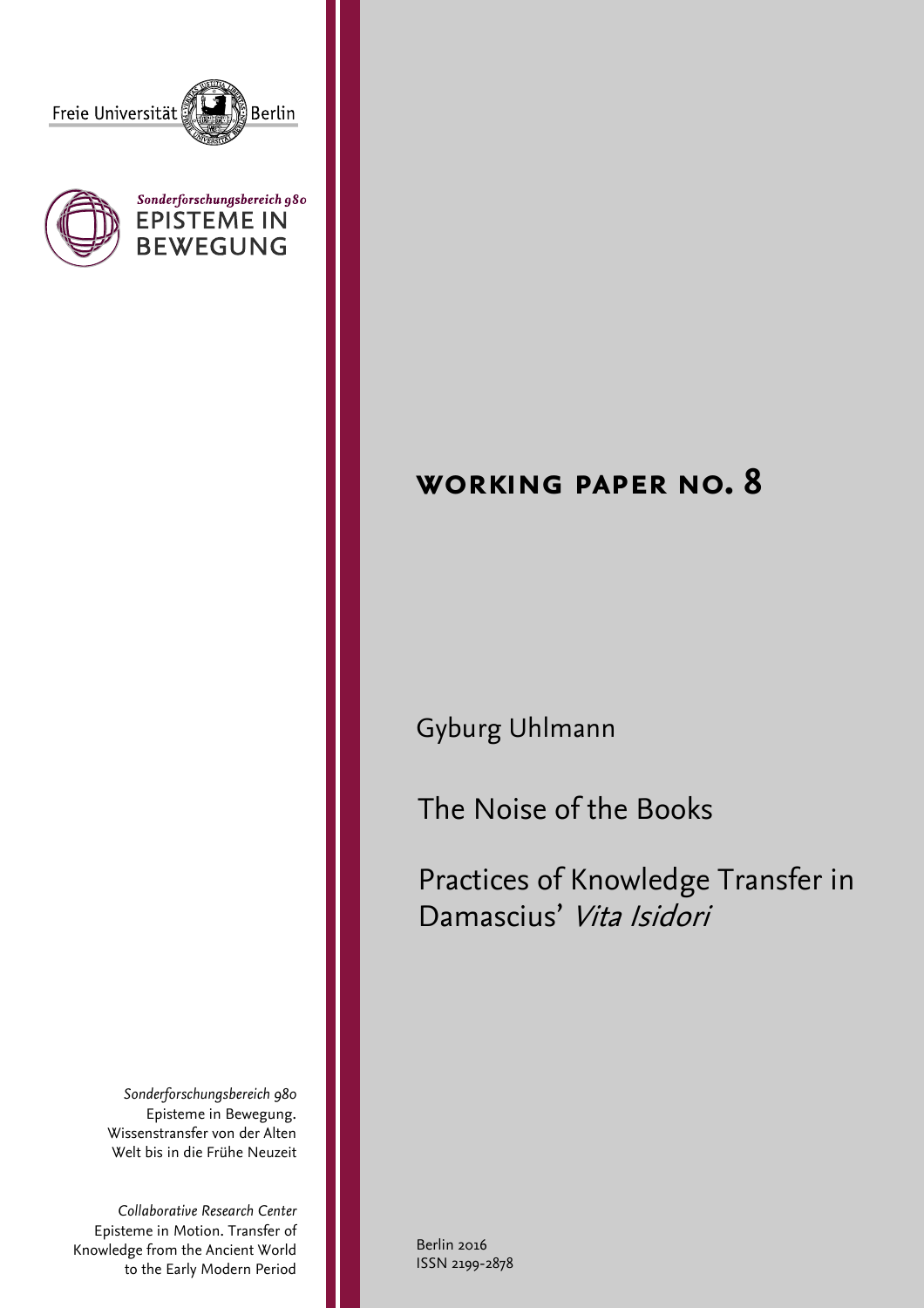Freie Universität Berlin

*Sonderforschungsbereich 980*
EPISTEME IN BEWEGUNG

# WORKING PAPER NO. 8

Gyburg Uhlmann

# The Noise of the Books

## Practices of Knowledge Transfer in Damascius' *Vita Isidori*

*Sonderforschungsbereich 980*
Episteme in Bewegung.
Wissenstransfer von der Alten
Welt bis in die Frühe Neuzeit

*Collaborative Research Center*
Episteme in Motion. Transfer of
Knowledge from the Ancient World
to the Early Modern Period

Berlin 2016
ISSN 2199-2878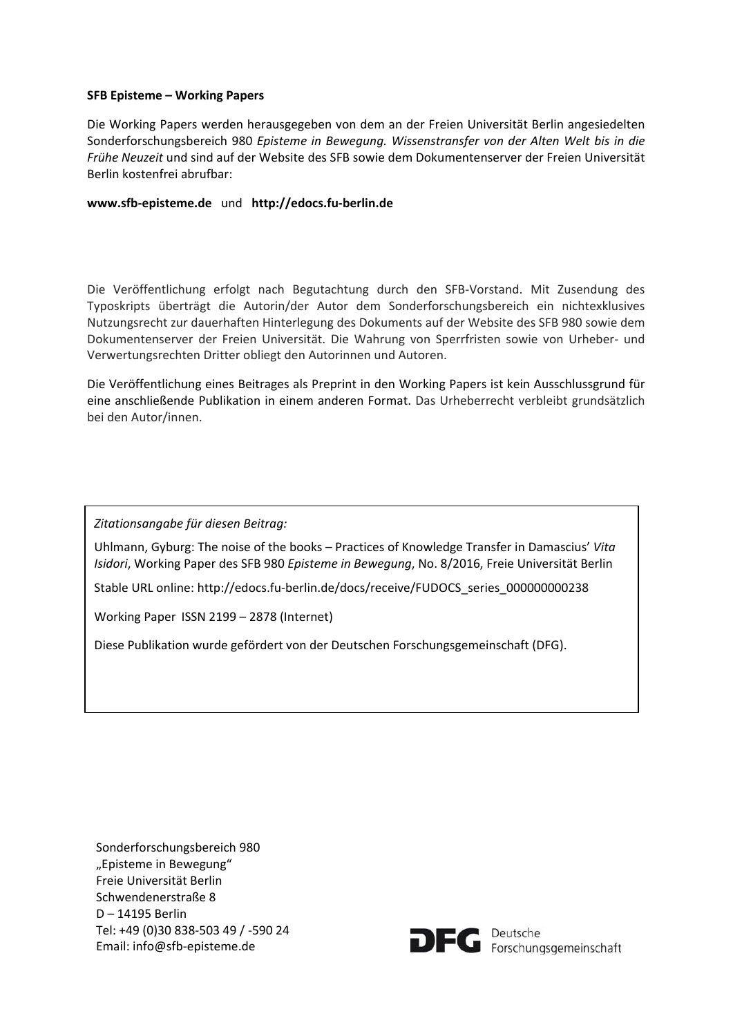**SFB Episteme – Working Papers**

Die Working Papers werden herausgegeben von dem an der Freien Universität Berlin angesiedelten Sonderforschungsbereich 980 *Episteme in Bewegung. Wissenstransfer von der Alten Welt bis in die Frühe Neuzeit* und sind auf der Website des SFB sowie dem Dokumentenserver der Freien Universität Berlin kostenfrei abrufbar:

**www.sfb-episteme.de** und **http://edocs.fu-berlin.de**

Die Veröffentlichung erfolgt nach Begutachtung durch den SFB-Vorstand. Mit Zusendung des Typoskripts überträgt die Autorin/der Autor dem Sonderforschungsbereich ein nichtexklusives Nutzungsrecht zur dauerhaften Hinterlegung des Dokuments auf der Website des SFB 980 sowie dem Dokumentenserver der Freien Universität. Die Wahrung von Sperrfristen sowie von Urheber- und Verwertungsrechten Dritter obliegt den Autorinnen und Autoren.

Die Veröffentlichung eines Beitrages als Preprint in den Working Papers ist kein Ausschlussgrund für eine anschließende Publikation in einem anderen Format. Das Urheberrecht verbleibt grundsätzlich bei den Autor/innen.

*Zitationsangabe für diesen Beitrag:*

Uhlmann, Gyburg: The noise of the books – Practices of Knowledge Transfer in Damascius' *Vita Isidori*, Working Paper des SFB 980 *Episteme in Bewegung*, No. 8/2016, Freie Universität Berlin

Stable URL online: http://edocs.fu-berlin.de/docs/receive/FUDOCS_series_000000000238

Working Paper ISSN 2199 – 2878 (Internet)

Diese Publikation wurde gefördert von der Deutschen Forschungsgemeinschaft (DFG).

Sonderforschungsbereich 980
„Episteme in Bewegung"
Freie Universität Berlin
Schwendenerstraße 8
D – 14195 Berlin
Tel: +49 (0)30 838-503 49 / -590 24
Email: info@sfb-episteme.de

DFG Deutsche Forschungsgemeinschaft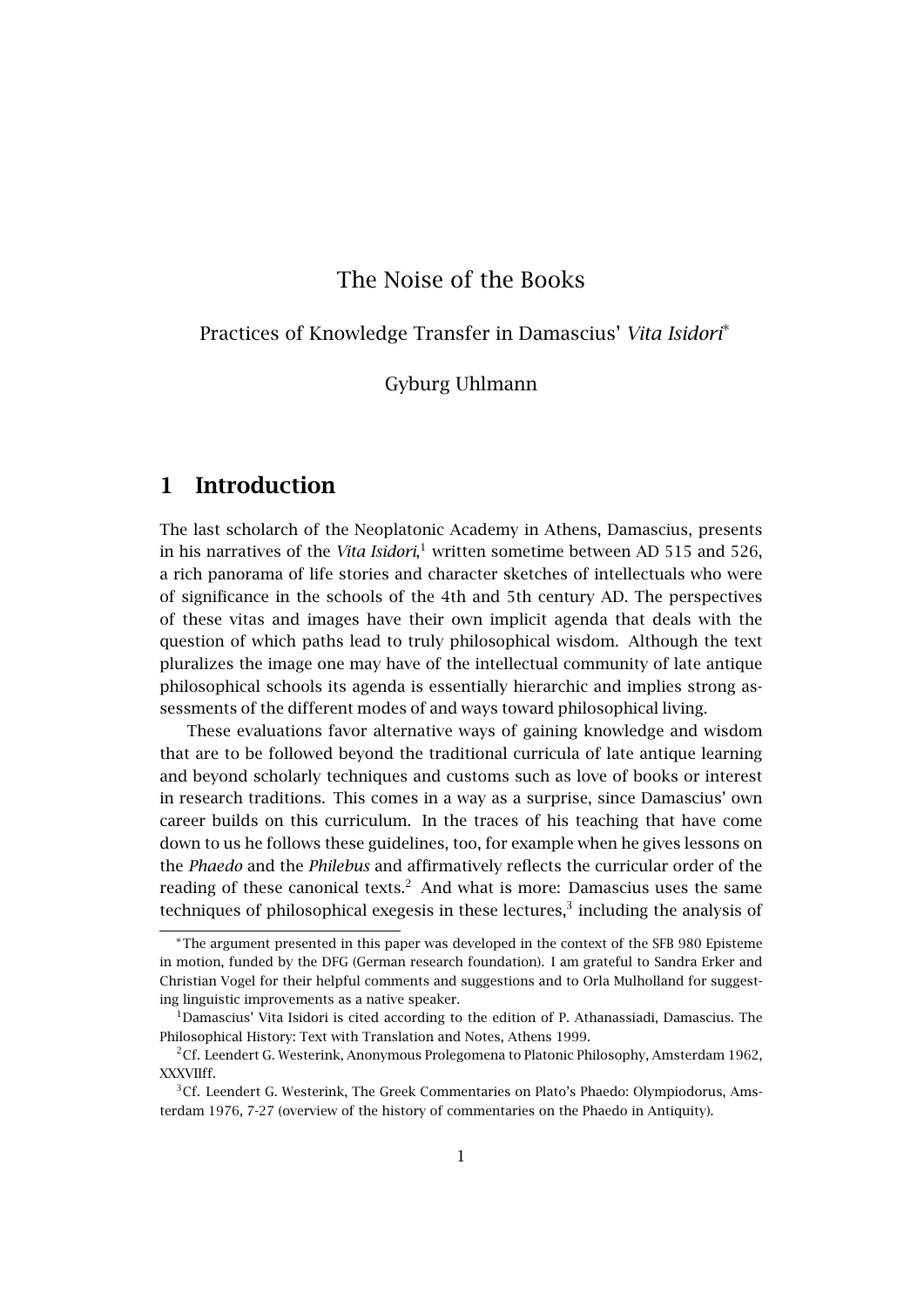# The Noise of the Books

## Practices of Knowledge Transfer in Damascius' *Vita Isidori*[*]

Gyburg Uhlmann

## 1 Introduction

The last scholarch of the Neoplatonic Academy in Athens, Damascius, presents in his narratives of the *Vita Isidori*,[1] written sometime between AD 515 and 526, a rich panorama of life stories and character sketches of intellectuals who were of significance in the schools of the 4th and 5th century AD. The perspectives of these vitas and images have their own implicit agenda that deals with the question of which paths lead to truly philosophical wisdom. Although the text pluralizes the image one may have of the intellectual community of late antique philosophical schools its agenda is essentially hierarchic and implies strong assessments of the different modes of and ways toward philosophical living.

These evaluations favor alternative ways of gaining knowledge and wisdom that are to be followed beyond the traditional curricula of late antique learning and beyond scholarly techniques and customs such as love of books or interest in research traditions. This comes in a way as a surprise, since Damascius' own career builds on this curriculum. In the traces of his teaching that have come down to us he follows these guidelines, too, for example when he gives lessons on the *Phaedo* and the *Philebus* and affirmatively reflects the curricular order of the reading of these canonical texts.[2] And what is more: Damascius uses the same techniques of philosophical exegesis in these lectures,[3] including the analysis of

---

[*] The argument presented in this paper was developed in the context of the SFB 980 Episteme in motion, funded by the DFG (German research foundation). I am grateful to Sandra Erker and Christian Vogel for their helpful comments and suggestions and to Orla Mulholland for suggesting linguistic improvements as a native speaker.

[1] Damascius' Vita Isidori is cited according to the edition of P. Athanassiadi, Damascius. The Philosophical History: Text with Translation and Notes, Athens 1999.

[2] Cf. Leendert G. Westerink, Anonymous Prolegomena to Platonic Philosophy, Amsterdam 1962, XXXVIIff.

[3] Cf. Leendert G. Westerink, The Greek Commentaries on Plato's Phaedo: Olympiodorus, Amsterdam 1976, 7-27 (overview of the history of commentaries on the Phaedo in Antiquity).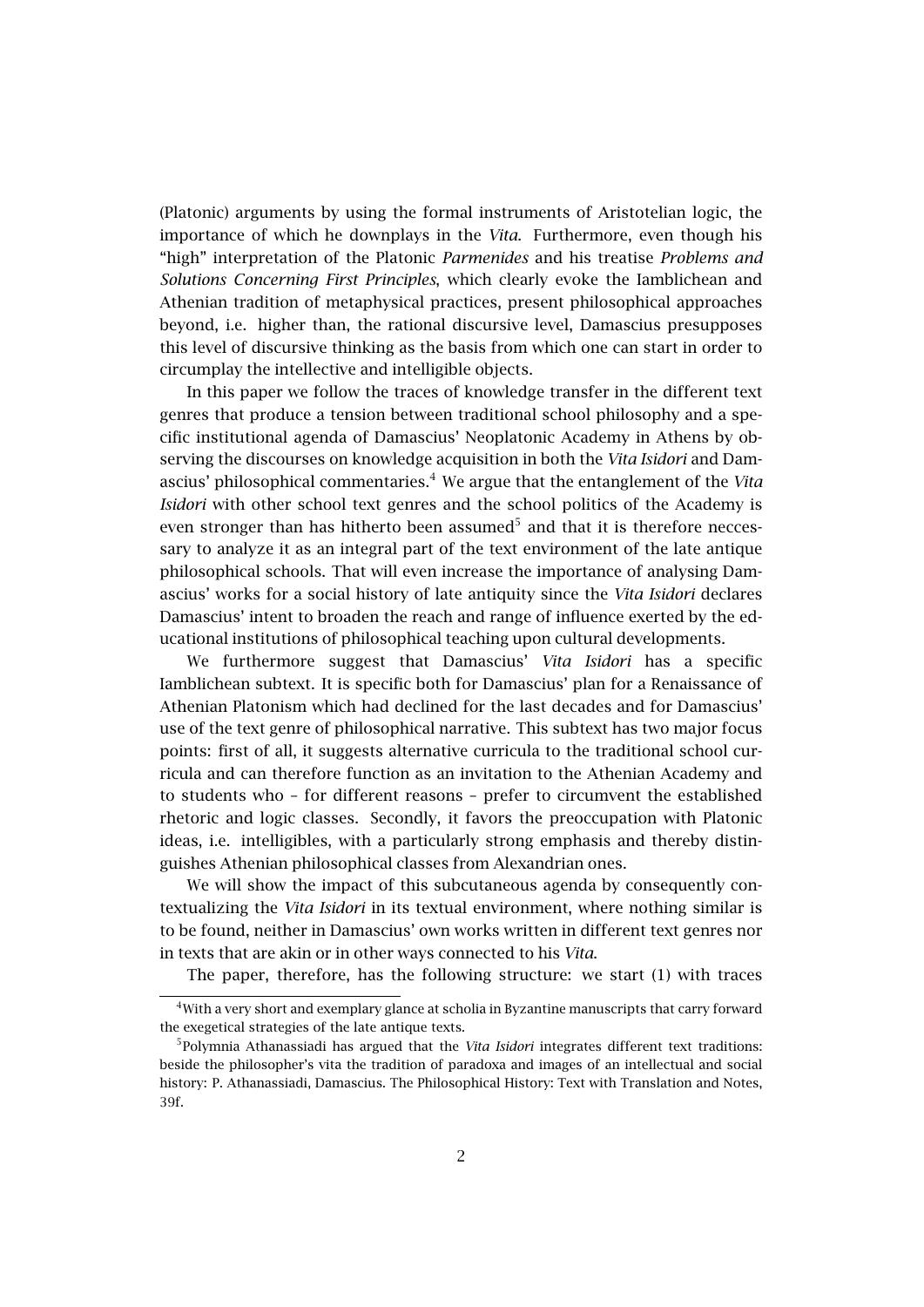(Platonic) arguments by using the formal instruments of Aristotelian logic, the importance of which he downplays in the *Vita*. Furthermore, even though his "high" interpretation of the Platonic *Parmenides* and his treatise *Problems and Solutions Concerning First Principles*, which clearly evoke the Iamblichean and Athenian tradition of metaphysical practices, present philosophical approaches beyond, i.e. higher than, the rational discursive level, Damascius presupposes this level of discursive thinking as the basis from which one can start in order to circumplay the intellective and intelligible objects.

In this paper we follow the traces of knowledge transfer in the different text genres that produce a tension between traditional school philosophy and a specific institutional agenda of Damascius' Neoplatonic Academy in Athens by observing the discourses on knowledge acquisition in both the *Vita Isidori* and Damascius' philosophical commentaries.[4] We argue that the entanglement of the *Vita Isidori* with other school text genres and the school politics of the Academy is even stronger than has hitherto been assumed[5] and that it is therefore neccessary to analyze it as an integral part of the text environment of the late antique philosophical schools. That will even increase the importance of analysing Damascius' works for a social history of late antiquity since the *Vita Isidori* declares Damascius' intent to broaden the reach and range of influence exerted by the educational institutions of philosophical teaching upon cultural developments.

We furthermore suggest that Damascius' *Vita Isidori* has a specific Iamblichean subtext. It is specific both for Damascius' plan for a Renaissance of Athenian Platonism which had declined for the last decades and for Damascius' use of the text genre of philosophical narrative. This subtext has two major focus points: first of all, it suggests alternative curricula to the traditional school curricula and can therefore function as an invitation to the Athenian Academy and to students who – for different reasons – prefer to circumvent the established rhetoric and logic classes. Secondly, it favors the preoccupation with Platonic ideas, i.e. intelligibles, with a particularly strong emphasis and thereby distinguishes Athenian philosophical classes from Alexandrian ones.

We will show the impact of this subcutaneous agenda by consequently contextualizing the *Vita Isidori* in its textual environment, where nothing similar is to be found, neither in Damascius' own works written in different text genres nor in texts that are akin or in other ways connected to his *Vita*.

The paper, therefore, has the following structure: we start (1) with traces

---

[4] With a very short and exemplary glance at scholia in Byzantine manuscripts that carry forward the exegetical strategies of the late antique texts.

[5] Polymnia Athanassiadi has argued that the *Vita Isidori* integrates different text traditions: beside the philosopher's vita the tradition of paradoxa and images of an intellectual and social history: P. Athanassiadi, Damascius. The Philosophical History: Text with Translation and Notes, 39f.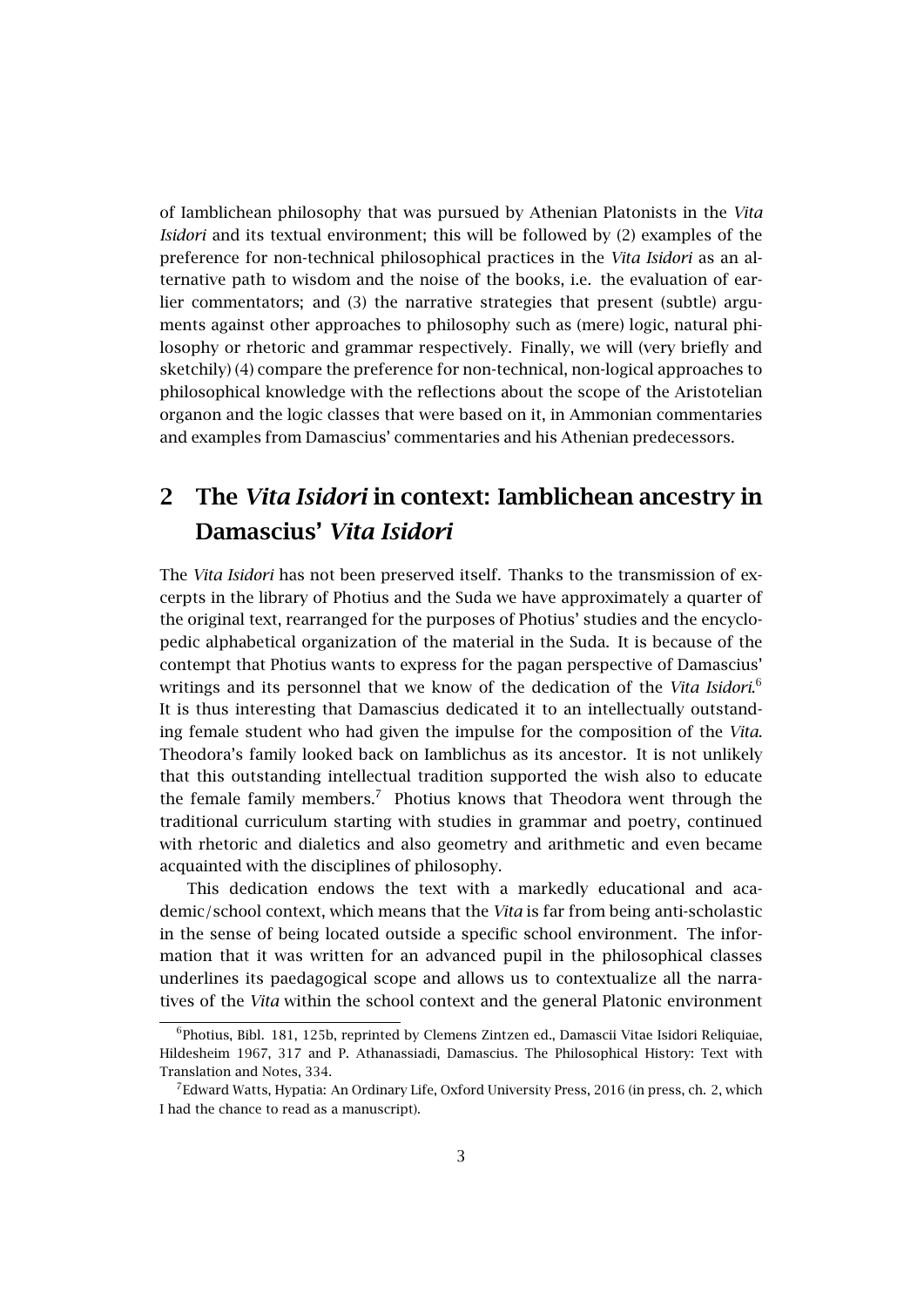of Iamblichean philosophy that was pursued by Athenian Platonists in the *Vita Isidori* and its textual environment; this will be followed by (2) examples of the preference for non-technical philosophical practices in the *Vita Isidori* as an alternative path to wisdom and the noise of the books, i.e. the evaluation of earlier commentators; and (3) the narrative strategies that present (subtle) arguments against other approaches to philosophy such as (mere) logic, natural philosophy or rhetoric and grammar respectively. Finally, we will (very briefly and sketchily) (4) compare the preference for non-technical, non-logical approaches to philosophical knowledge with the reflections about the scope of the Aristotelian organon and the logic classes that were based on it, in Ammonian commentaries and examples from Damascius' commentaries and his Athenian predecessors.

## 2 The *Vita Isidori* in context: Iamblichean ancestry in Damascius' *Vita Isidori*

The *Vita Isidori* has not been preserved itself. Thanks to the transmission of excerpts in the library of Photius and the Suda we have approximately a quarter of the original text, rearranged for the purposes of Photius' studies and the encyclopedic alphabetical organization of the material in the Suda. It is because of the contempt that Photius wants to express for the pagan perspective of Damascius' writings and its personnel that we know of the dedication of the *Vita Isidori*.[6] It is thus interesting that Damascius dedicated it to an intellectually outstanding female student who had given the impulse for the composition of the *Vita*. Theodora's family looked back on Iamblichus as its ancestor. It is not unlikely that this outstanding intellectual tradition supported the wish also to educate the female family members.[7] Photius knows that Theodora went through the traditional curriculum starting with studies in grammar and poetry, continued with rhetoric and dialetics and also geometry and arithmetic and even became acquainted with the disciplines of philosophy.

This dedication endows the text with a markedly educational and academic/school context, which means that the *Vita* is far from being anti-scholastic in the sense of being located outside a specific school environment. The information that it was written for an advanced pupil in the philosophical classes underlines its paedagogical scope and allows us to contextualize all the narratives of the *Vita* within the school context and the general Platonic environment

---

[6] Photius, Bibl. 181, 125b, reprinted by Clemens Zintzen ed., Damascii Vitae Isidori Reliquiae, Hildesheim 1967, 317 and P. Athanassiadi, Damascius. The Philosophical History: Text with Translation and Notes, 334.

[7] Edward Watts, Hypatia: An Ordinary Life, Oxford University Press, 2016 (in press, ch. 2, which I had the chance to read as a manuscript).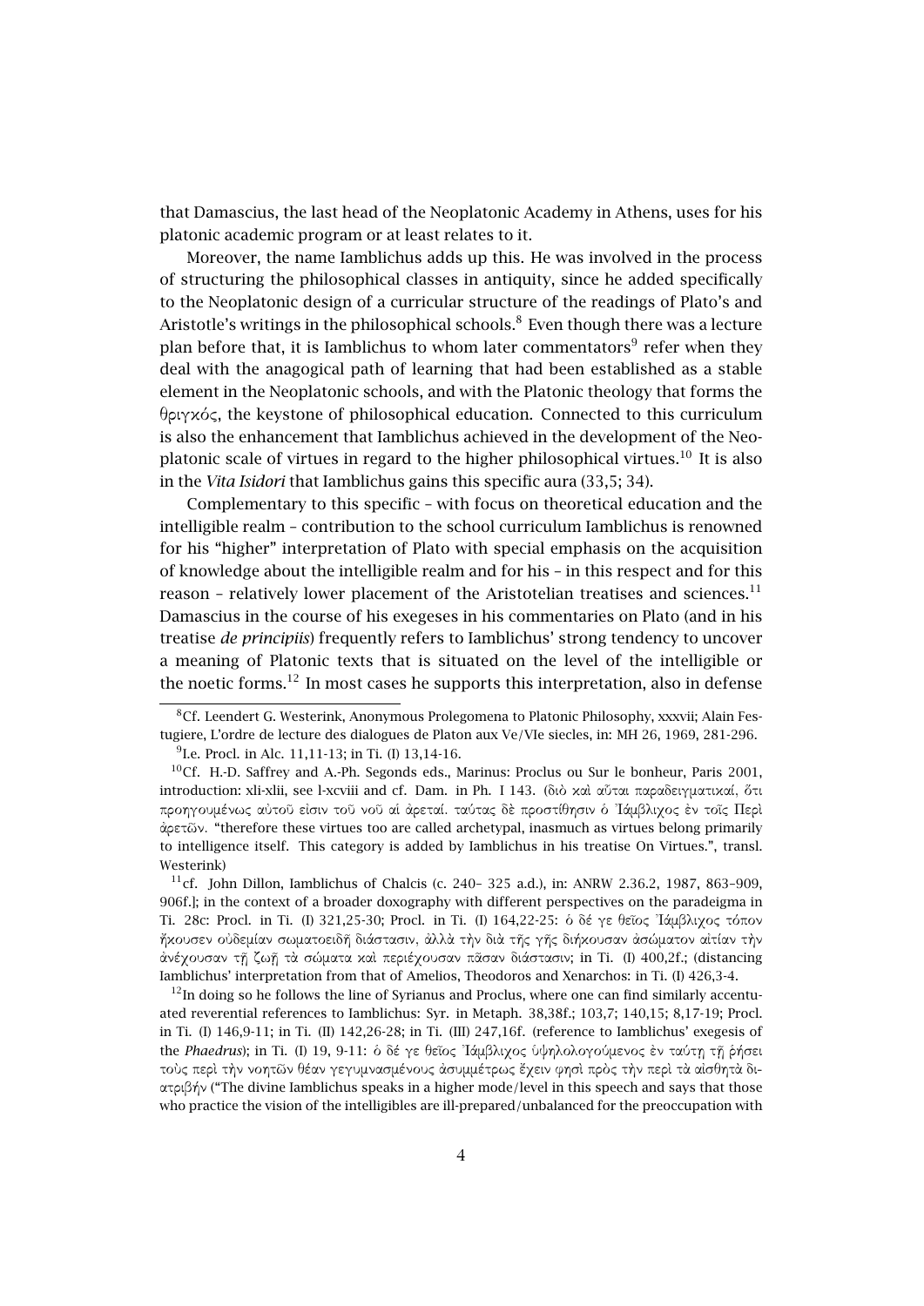that Damascius, the last head of the Neoplatonic Academy in Athens, uses for his platonic academic program or at least relates to it.

Moreover, the name Iamblichus adds up this. He was involved in the process of structuring the philosophical classes in antiquity, since he added specifically to the Neoplatonic design of a curricular structure of the readings of Plato's and Aristotle's writings in the philosophical schools.[8] Even though there was a lecture plan before that, it is Iamblichus to whom later commentators[9] refer when they deal with the anagogical path of learning that had been established as a stable element in the Neoplatonic schools, and with the Platonic theology that forms the θριγκός, the keystone of philosophical education. Connected to this curriculum is also the enhancement that Iamblichus achieved in the development of the Neoplatonic scale of virtues in regard to the higher philosophical virtues.[10] It is also in the *Vita Isidori* that Iamblichus gains this specific aura (33,5; 34).

Complementary to this specific – with focus on theoretical education and the intelligible realm – contribution to the school curriculum Iamblichus is renowned for his "higher" interpretation of Plato with special emphasis on the acquisition of knowledge about the intelligible realm and for his – in this respect and for this reason – relatively lower placement of the Aristotelian treatises and sciences.[11] Damascius in the course of his exegeses in his commentaries on Plato (and in his treatise *de principiis*) frequently refers to Iamblichus' strong tendency to uncover a meaning of Platonic texts that is situated on the level of the intelligible or the noetic forms.[12] In most cases he supports this interpretation, also in defense

[8] Cf. Leendert G. Westerink, Anonymous Prolegomena to Platonic Philosophy, xxxvii; Alain Festugiere, L'ordre de lecture des dialogues de Platon aux Ve/VIe siecles, in: MH 26, 1969, 281-296.

[9] I.e. Procl. in Alc. 11,11-13; in Ti. (I) 13,14-16.

[10] Cf. H.-D. Saffrey and A.-Ph. Segonds eds., Marinus: Proclus ou Sur le bonheur, Paris 2001, introduction: xli-xlii, see l-xcviii and cf. Dam. in Ph. I 143. (διὸ καὶ αὗται παραδειγματικαί, ὅτι προηγουμένως αὐτοῦ εἰσιν τοῦ νοῦ αἱ ἀρεταί. ταύτας δὲ προστίθησιν ὁ Ἰάμβλιχος ἐν τοῖς Περὶ ἀρετῶν. "therefore these virtues too are called archetypal, inasmuch as virtues belong primarily to intelligence itself. This category is added by Iamblichus in his treatise On Virtues.", transl. Westerink)

[11] cf. John Dillon, Iamblichus of Chalcis (c. 240– 325 a.d.), in: ANRW 2.36.2, 1987, 863–909, 906f.]; in the context of a broader doxography with different perspectives on the paradeigma in Ti. 28c: Procl. in Ti. (I) 321,25-30; Procl. in Ti. (I) 164,22-25: ὁ δέ γε θεῖος Ἰάμβλιχος τόπον ἤκουσεν οὐδεμίαν σωματοειδῆ διάστασιν, ἀλλὰ τὴν διὰ τῆς γῆς διήκουσαν ἀσώματον αἰτίαν τὴν ἀνέχουσαν τῇ ζωῇ τὰ σώματα καὶ περιέχουσαν πᾶσαν διάστασιν; in Ti. (I) 400,2f.; (distancing Iamblichus' interpretation from that of Amelios, Theodoros and Xenarchos: in Ti. (I) 426,3-4.

[12] In doing so he follows the line of Syrianus and Proclus, where one can find similarly accentuated reverential references to Iamblichus: Syr. in Metaph. 38,38f.; 103,7; 140,15; 8,17-19; Procl. in Ti. (I) 146,9-11; in Ti. (II) 142,26-28; in Ti. (III) 247,16f. (reference to Iamblichus' exegesis of the *Phaedrus*); in Ti. (I) 19, 9-11: ὁ δέ γε θεῖος Ἰάμβλιχος ὑψηλολογούμενος ἐν ταύτῃ τῇ ῥήσει τοὺς περὶ τὴν νοητῶν θέαν γεγυμνασμένους ἀσυμμέτρως ἔχειν φησὶ πρὸς τὴν περὶ τὰ αἰσθητὰ διατριβήν ("The divine Iamblichus speaks in a higher mode/level in this speech and says that those who practice the vision of the intelligibles are ill-prepared/unbalanced for the preoccupation with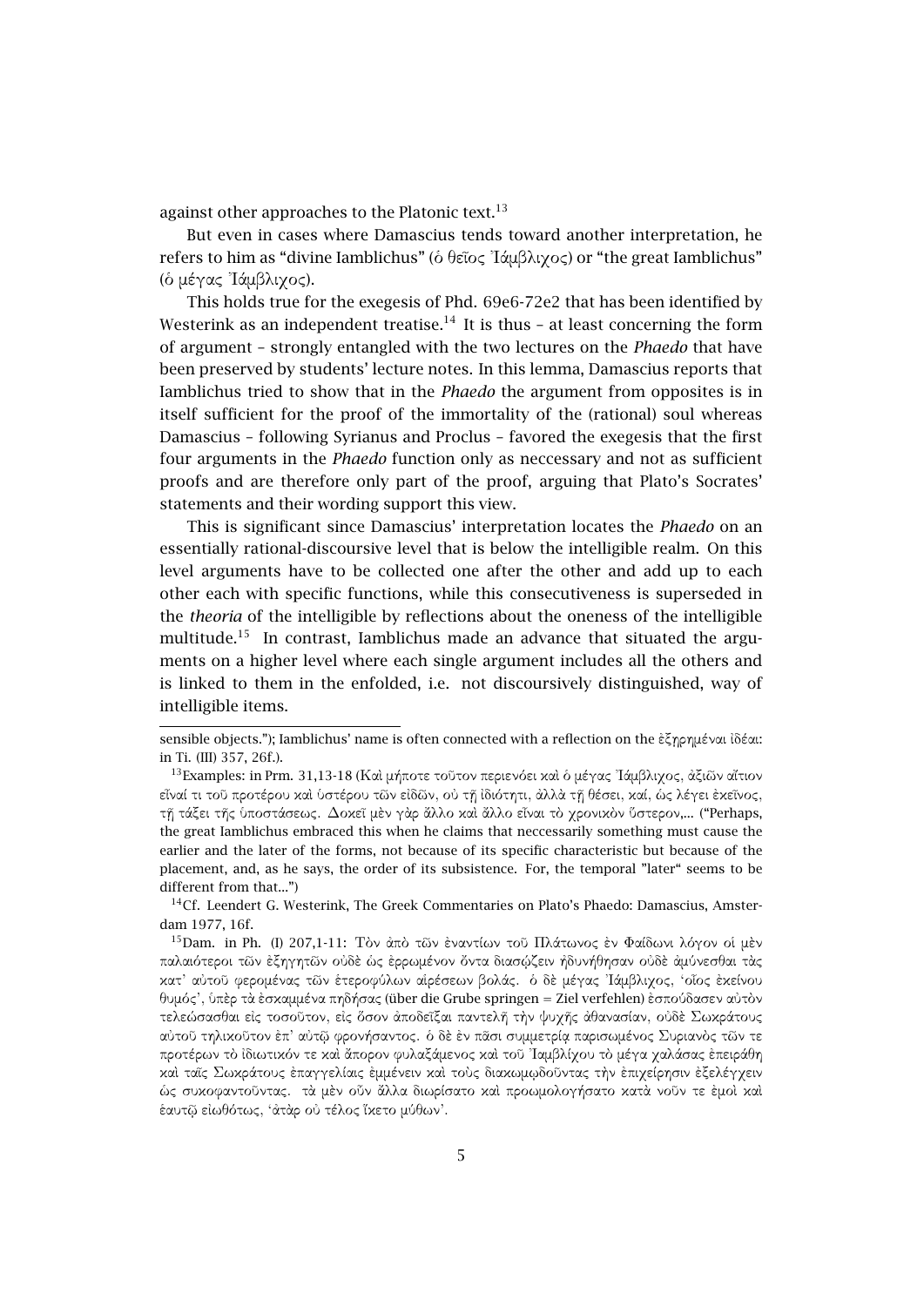against other approaches to the Platonic text.[13]

But even in cases where Damascius tends toward another interpretation, he refers to him as "divine Iamblichus" (ὁ θεῖος Ἰάμβλιχος) or "the great Iamblichus" (ὁ μέγας Ἰάμβλιχος).

This holds true for the exegesis of Phd. 69e6-72e2 that has been identified by Westerink as an independent treatise.[14] It is thus – at least concerning the form of argument – strongly entangled with the two lectures on the *Phaedo* that have been preserved by students' lecture notes. In this lemma, Damascius reports that Iamblichus tried to show that in the *Phaedo* the argument from opposites is in itself sufficient for the proof of the immortality of the (rational) soul whereas Damascius – following Syrianus and Proclus – favored the exegesis that the first four arguments in the *Phaedo* function only as neccessary and not as sufficient proofs and are therefore only part of the proof, arguing that Plato's Socrates' statements and their wording support this view.

This is significant since Damascius' interpretation locates the *Phaedo* on an essentially rational-discoursive level that is below the intelligible realm. On this level arguments have to be collected one after the other and add up to each other each with specific functions, while this consecutiveness is superseded in the *theoria* of the intelligible by reflections about the oneness of the intelligible multitude.[15] In contrast, Iamblichus made an advance that situated the arguments on a higher level where each single argument includes all the others and is linked to them in the enfolded, i.e. not discoursively distinguished, way of intelligible items.

---

sensible objects."); Iamblichus' name is often connected with a reflection on the ἐξῃρημέναι ἰδέαι: in Ti. (III) 357, 26f.).

[13] Examples: in Prm. 31,13-18 (Καὶ μήποτε τοῦτον περιενόει καὶ ὁ μέγας Ἰάμβλιχος, ἀξιῶν αἴτιον εἶναί τι τοῦ προτέρου καὶ ὑστέρου τῶν εἰδῶν, οὐ τῇ ἰδιότητι, ἀλλὰ τῇ θέσει, καί, ὡς λέγει ἐκεῖνος, τῇ τάξει τῆς ὑποστάσεως. Δοκεῖ μὲν γὰρ ἄλλο καὶ ἄλλο εἶναι τὸ χρονικὸν ὕστερον,... ("Perhaps, the great Iamblichus embraced this when he claims that neccessarily something must cause the earlier and the later of the forms, not because of its specific characteristic but because of the placement, and, as he says, the order of its subsistence. For, the temporal "later" seems to be different from that...")

[14] Cf. Leendert G. Westerink, The Greek Commentaries on Plato's Phaedo: Damascius, Amsterdam 1977, 16f.

[15] Dam. in Ph. (I) 207,1-11: Τὸν ἀπὸ τῶν ἐναντίων τοῦ Πλάτωνος ἐν Φαίδωνι λόγον οἱ μὲν παλαιότεροι τῶν ἐξηγητῶν οὐδὲ ὡς ἐρρωμένον ὄντα διασῴζειν ἠδυνήθησαν οὐδὲ ἀμύνεσθαι τὰς κατ' αὐτοῦ φερομένας τῶν ἑτεροφύλων αἱρέσεων βολάς. ὁ δὲ μέγας Ἰάμβλιχος, 'οἷος ἐκείνου θυμός', ὑπὲρ τὰ ἐσκαμμένα πηδήσας (über die Grube springen = Ziel verfehlen) ἐσπούδασεν αὐτὸν τελεώσασθαι εἰς τοσοῦτον, εἰς ὅσον ἀποδεῖξαι παντελῆ τὴν ψυχῆς ἀθανασίαν, οὐδὲ Σωκράτους αὐτοῦ τηλικοῦτον ἐπ' αὐτῷ φρονήσαντος. ὁ δὲ ἐν πᾶσι συμμετρίᾳ παρισωμένος Συριανὸς τῶν τε προτέρων τὸ ἰδιωτικόν τε καὶ ἄπορον φυλαξάμενος καὶ τοῦ Ἰαμβλίχου τὸ μέγα χαλάσας ἐπειράθη καὶ ταῖς Σωκράτους ἐπαγγελίαις ἐμμένειν καὶ τοὺς διακωμῳδοῦντας τὴν ἐπιχείρησιν ἐξελέγχειν ὡς συκοφαντοῦντας. τὰ μὲν οὖν ἄλλα διωρίσατο καὶ προωμολογήσατο κατὰ νοῦν τε ἐμοὶ καὶ ἑαυτῷ εἰωθότως, 'ἀτὰρ οὐ τέλος ἵκετο μύθων'.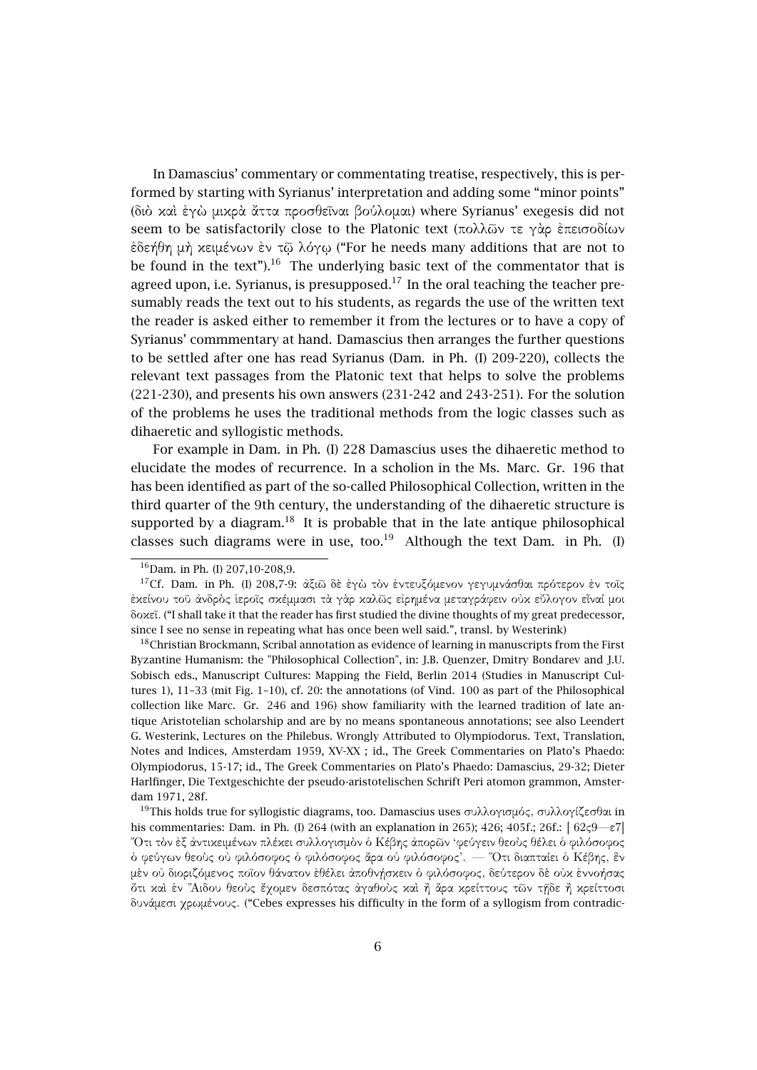In Damascius' commentary or commentating treatise, respectively, this is performed by starting with Syrianus' interpretation and adding some "minor points" (διὸ καὶ ἐγὼ μικρὰ ἄττα προσθεῖναι βούλομαι) where Syrianus' exegesis did not seem to be satisfactorily close to the Platonic text (πολλῶν τε γὰρ ἐπεισοδίων ἐδεήθη μὴ κειμένων ἐν τῷ λόγῳ ("For he needs many additions that are not to be found in the text").[16] The underlying basic text of the commentator that is agreed upon, i.e. Syrianus, is presupposed.[17] In the oral teaching the teacher presumably reads the text out to his students, as regards the use of the written text the reader is asked either to remember it from the lectures or to have a copy of Syrianus' commmentary at hand. Damascius then arranges the further questions to be settled after one has read Syrianus (Dam. in Ph. (I) 209-220), collects the relevant text passages from the Platonic text that helps to solve the problems (221-230), and presents his own answers (231-242 and 243-251). For the solution of the problems he uses the traditional methods from the logic classes such as dihaeretic and syllogistic methods.

For example in Dam. in Ph. (I) 228 Damascius uses the dihaeretic method to elucidate the modes of recurrence. In a scholion in the Ms. Marc. Gr. 196 that has been identified as part of the so-called Philosophical Collection, written in the third quarter of the 9th century, the understanding of the dihaeretic structure is supported by a diagram.[18] It is probable that in the late antique philosophical classes such diagrams were in use, too.[19] Although the text Dam. in Ph. (I)

[16] Dam. in Ph. (I) 207,10-208,9.

[17] Cf. Dam. in Ph. (I) 208,7-9: ἀξιῶ δὲ ἐγὼ τὸν ἐντευξόμενον γεγυμνάσθαι πρότερον ἐν τοῖς ἐκείνου τοῦ ἀνδρὸς ἱεροῖς σκέμμασι τὰ γὰρ καλῶς εἰρημένα μεταγράφειν οὐκ εὔλογον εἶναί μοι δοκεῖ. ("I shall take it that the reader has first studied the divine thoughts of my great predecessor, since I see no sense in repeating what has once been well said.", transl. by Westerink)

[18] Christian Brockmann, Scribal annotation as evidence of learning in manuscripts from the First Byzantine Humanism: the "Philosophical Collection", in: J.B. Quenzer, Dmitry Bondarev and J.U. Sobisch eds., Manuscript Cultures: Mapping the Field, Berlin 2014 (Studies in Manuscript Cultures 1), 11–33 (mit Fig. 1–10), cf. 20: the annotations (of Vind. 100 as part of the Philosophical collection like Marc. Gr. 246 and 196) show familiarity with the learned tradition of late antique Aristotelian scholarship and are by no means spontaneous annotations; see also Leendert G. Westerink, Lectures on the Philebus. Wrongly Attributed to Olympiodorus. Text, Translation, Notes and Indices, Amsterdam 1959, XV-XX ; id., The Greek Commentaries on Plato's Phaedo: Olympiodorus, 15-17; id., The Greek Commentaries on Plato's Phaedo: Damascius, 29-32; Dieter Harlfinger, Die Textgeschichte der pseudo-aristotelischen Schrift Peri atomon grammon, Amsterdam 1971, 28f.

[19] This holds true for syllogistic diagrams, too. Damascius uses συλλογισμός, συλλογίζεσθαι in his commentaries: Dam. in Ph. (I) 264 (with an explanation in 265); 426; 405f.; 26f.: [ 62ς9—ε7] Ὅτι τὸν ἐξ ἀντιχειμένων πλέκει συλλογισμὸν ὁ Κέβης ἀπορῶν 'φεύγειν θεοὺς θέλει ὁ φιλόσοφος ὁ φεύγων θεοὺς οὐ φιλόσοφος ὁ φιλόσοφος ἄρα οὐ φιλόσοφος'. — Ὅτι διαπταίει ὁ Κέβης, ἓν μὲν οὐ διοριζόμενος ποῖον θάνατον ἐθέλει ἀποθνήσκειν ὁ φιλόσοφος, δεύτερον δὲ οὐκ ἐννοήσας ὅτι καὶ ἐν Ἅιδου θεοὺς ἔχομεν δεσπότας ἀγαθοὺς καὶ ἢ ἄρα κρείττους τῶν τῇδε ἢ κρείττοσι δυνάμεσι χρωμένους. ("Cebes expresses his difficulty in the form of a syllogism from contradic-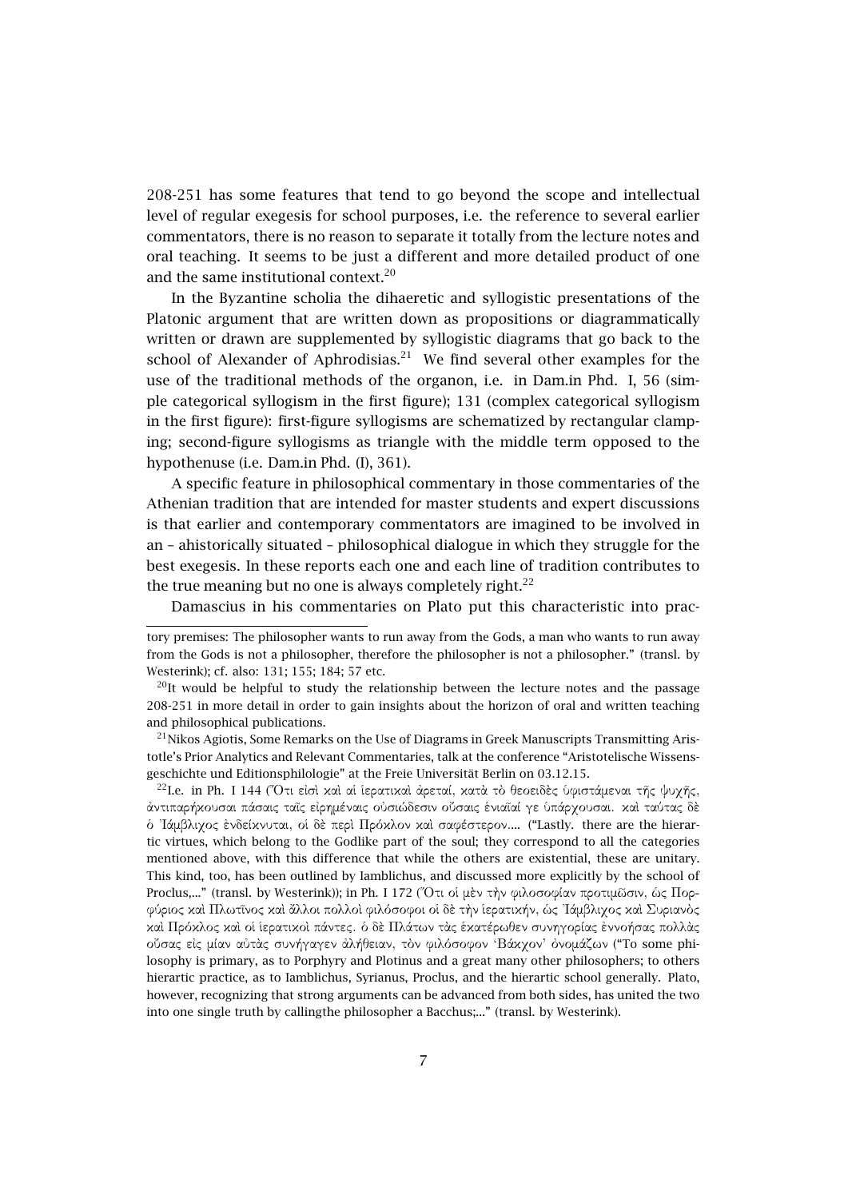208-251 has some features that tend to go beyond the scope and intellectual level of regular exegesis for school purposes, i.e. the reference to several earlier commentators, there is no reason to separate it totally from the lecture notes and oral teaching. It seems to be just a different and more detailed product of one and the same institutional context.[20]

In the Byzantine scholia the dihaeretic and syllogistic presentations of the Platonic argument that are written down as propositions or diagrammatically written or drawn are supplemented by syllogistic diagrams that go back to the school of Alexander of Aphrodisias.[21] We find several other examples for the use of the traditional methods of the organon, i.e. in Dam.in Phd. I, 56 (simple categorical syllogism in the first figure); 131 (complex categorical syllogism in the first figure): first-figure syllogisms are schematized by rectangular clamping; second-figure syllogisms as triangle with the middle term opposed to the hypothenuse (i.e. Dam.in Phd. (I), 361).

A specific feature in philosophical commentary in those commentaries of the Athenian tradition that are intended for master students and expert discussions is that earlier and contemporary commentators are imagined to be involved in an – ahistorically situated – philosophical dialogue in which they struggle for the best exegesis. In these reports each one and each line of tradition contributes to the true meaning but no one is always completely right.[22]

Damascius in his commentaries on Plato put this characteristic into prac-

---

tory premises: The philosopher wants to run away from the Gods, a man who wants to run away from the Gods is not a philosopher, therefore the philosopher is not a philosopher." (transl. by Westerink); cf. also: 131; 155; 184; 57 etc.

[20]It would be helpful to study the relationship between the lecture notes and the passage 208-251 in more detail in order to gain insights about the horizon of oral and written teaching and philosophical publications.

[21]Nikos Agiotis, Some Remarks on the Use of Diagrams in Greek Manuscripts Transmitting Aristotle's Prior Analytics and Relevant Commentaries, talk at the conference "Aristotelische Wissensgeschichte und Editionsphilologie" at the Freie Universität Berlin on 03.12.15.

[22]I.e. in Ph. I 144 (Ὅτι εἰσὶ καὶ αἱ ἱερατικαὶ ἀρεταί, κατὰ τὸ θεοειδὲς ὑφιστάμεναι τῆς ψυχῆς, ἀντιπαρήκουσαι πάσαις ταῖς εἰρημέναις οὐσιώδεσιν οὔσαις ἑνιαῖαί γε ὑπάρχουσαι. καὶ ταύτας δὲ ὁ Ἰάμβλιχος ἐνδείκνυται, οἱ δὲ περὶ Πρόκλον καὶ σαφέστερον.... ("Lastly. there are the hierartic virtues, which belong to the Godlike part of the soul; they correspond to all the categories mentioned above, with this difference that while the others are existential, these are unitary. This kind, too, has been outlined by Iamblichus, and discussed more explicitly by the school of Proclus,..." (transl. by Westerink)); in Ph. I 172 (Ὅτι οἱ μὲν τὴν φιλοσοφίαν προτιμῶσιν, ὡς Πορφύριος καὶ Πλωτῖνος καὶ ἄλλοι πολλοὶ φιλόσοφοι οἱ δὲ τὴν ἱερατικήν, ὡς Ἰάμβλιχος καὶ Συριανὸς καὶ Πρόκλος καὶ οἱ ἱερατικοὶ πάντες. ὁ δὲ Πλάτων τὰς ἑκατέρωθεν συνηγορίας ἐννοήσας πολλὰς οὔσας εἰς μίαν αὐτὰς συνήγαγεν ἀλήθειαν, τὸν φιλόσοφον 'Βάκχον' ὀνομάζων ("To some philosophy is primary, as to Porphyry and Plotinus and a great many other philosophers; to others hierartic practice, as to Iamblichus, Syrianus, Proclus, and the hierartic school generally. Plato, however, recognizing that strong arguments can be advanced from both sides, has united the two into one single truth by callingthe philosopher a Bacchus;..." (transl. by Westerink).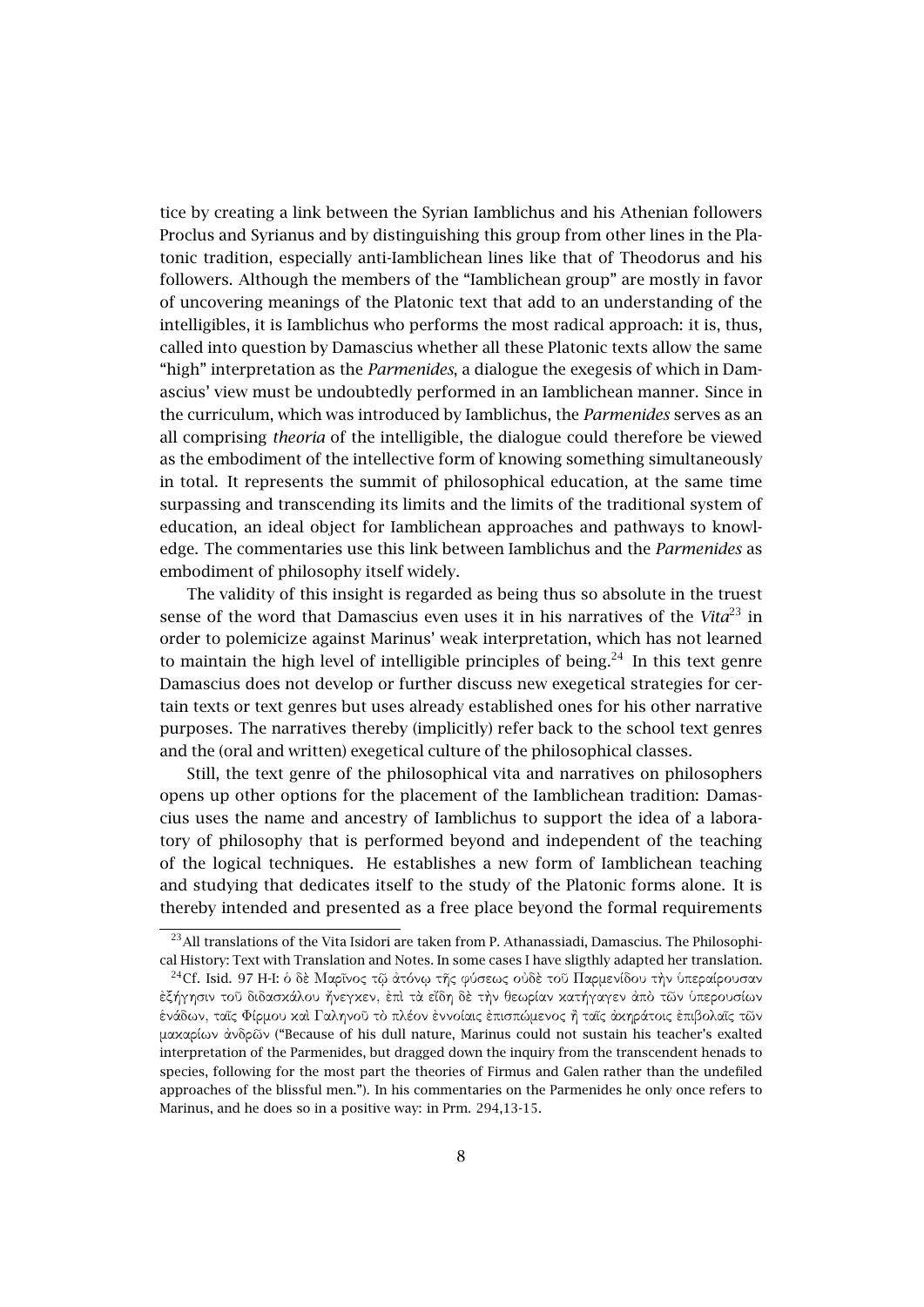tice by creating a link between the Syrian Iamblichus and his Athenian followers Proclus and Syrianus and by distinguishing this group from other lines in the Platonic tradition, especially anti-Iamblichean lines like that of Theodorus and his followers. Although the members of the "Iamblichean group" are mostly in favor of uncovering meanings of the Platonic text that add to an understanding of the intelligibles, it is Iamblichus who performs the most radical approach: it is, thus, called into question by Damascius whether all these Platonic texts allow the same "high" interpretation as the *Parmenides*, a dialogue the exegesis of which in Damascius' view must be undoubtedly performed in an Iamblichean manner. Since in the curriculum, which was introduced by Iamblichus, the *Parmenides* serves as an all comprising *theoria* of the intelligible, the dialogue could therefore be viewed as the embodiment of the intellective form of knowing something simultaneously in total. It represents the summit of philosophical education, at the same time surpassing and transcending its limits and the limits of the traditional system of education, an ideal object for Iamblichean approaches and pathways to knowledge. The commentaries use this link between Iamblichus and the *Parmenides* as embodiment of philosophy itself widely.

The validity of this insight is regarded as being thus so absolute in the truest sense of the word that Damascius even uses it in his narratives of the *Vita*[23] in order to polemicize against Marinus' weak interpretation, which has not learned to maintain the high level of intelligible principles of being.[24] In this text genre Damascius does not develop or further discuss new exegetical strategies for certain texts or text genres but uses already established ones for his other narrative purposes. The narratives thereby (implicitly) refer back to the school text genres and the (oral and written) exegetical culture of the philosophical classes.

Still, the text genre of the philosophical vita and narratives on philosophers opens up other options for the placement of the Iamblichean tradition: Damascius uses the name and ancestry of Iamblichus to support the idea of a laboratory of philosophy that is performed beyond and independent of the teaching of the logical techniques. He establishes a new form of Iamblichean teaching and studying that dedicates itself to the study of the Platonic forms alone. It is thereby intended and presented as a free place beyond the formal requirements

---

[23] All translations of the Vita Isidori are taken from P. Athanassiadi, Damascius. The Philosophical History: Text with Translation and Notes. In some cases I have sligthly adapted her translation.

[24] Cf. Isid. 97 H-I: ὁ δὲ Μαρῖνος τῷ ἀτόνῳ τῆς φύσεως οὐδὲ τοῦ Παρμενίδου τὴν ὑπεραίρουσαν ἐξήγησιν τοῦ διδασκάλου ἤνεγκεν, ἐπὶ τὰ εἴδη δὲ τὴν θεωρίαν κατήγαγεν ἀπὸ τῶν ὑπερουσίων ἑνάδων, ταῖς Φίρμου καὶ Γαληνοῦ τὸ πλέον ἐννοίαις ἐπισπώμενος ἢ ταῖς ἀκηράτοις ἐπιβολαῖς τῶν μακαρίων ἀνδρῶν ("Because of his dull nature, Marinus could not sustain his teacher's exalted interpretation of the Parmenides, but dragged down the inquiry from the transcendent henads to species, following for the most part the theories of Firmus and Galen rather than the undefiled approaches of the blissful men."). In his commentaries on the Parmenides he only once refers to Marinus, and he does so in a positive way: in Prm. 294,13-15.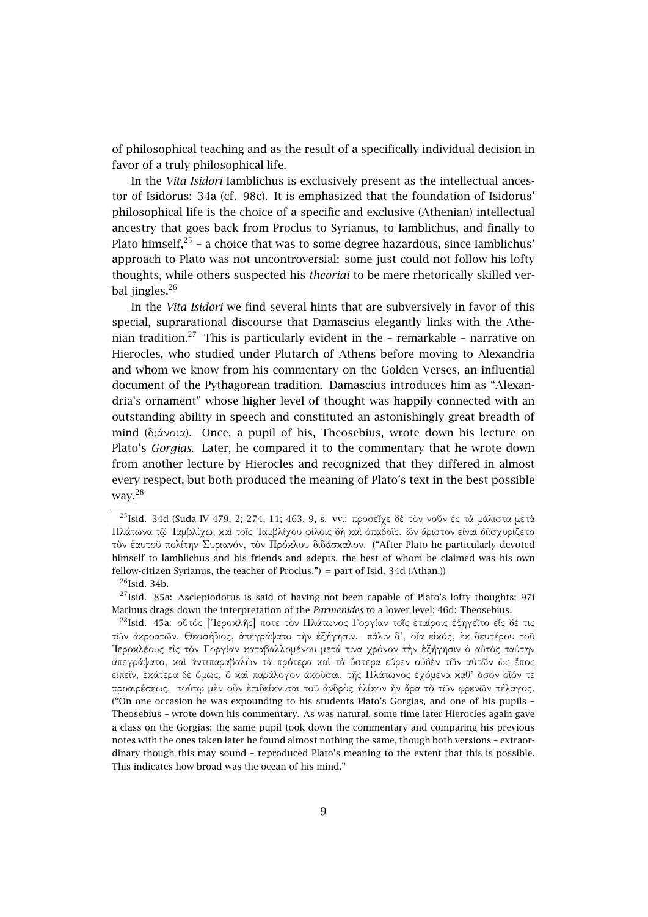of philosophical teaching and as the result of a specifically individual decision in favor of a truly philosophical life.

In the *Vita Isidori* Iamblichus is exclusively present as the intellectual ancestor of Isidorus: 34a (cf. 98c). It is emphasized that the foundation of Isidorus' philosophical life is the choice of a specific and exclusive (Athenian) intellectual ancestry that goes back from Proclus to Syrianus, to Iamblichus, and finally to Plato himself,[25] – a choice that was to some degree hazardous, since Iamblichus' approach to Plato was not uncontroversial: some just could not follow his lofty thoughts, while others suspected his *theoriai* to be mere rhetorically skilled verbal jingles.[26]

In the *Vita Isidori* we find several hints that are subversively in favor of this special, suprarational discourse that Damascius elegantly links with the Athenian tradition.[27] This is particularly evident in the – remarkable – narrative on Hierocles, who studied under Plutarch of Athens before moving to Alexandria and whom we know from his commentary on the Golden Verses, an influential document of the Pythagorean tradition. Damascius introduces him as "Alexandria's ornament" whose higher level of thought was happily connected with an outstanding ability in speech and constituted an astonishingly great breadth of mind (διάνοια). Once, a pupil of his, Theosebius, wrote down his lecture on Plato's *Gorgias*. Later, he compared it to the commentary that he wrote down from another lecture by Hierocles and recognized that they differed in almost every respect, but both produced the meaning of Plato's text in the best possible way.[28]

---

[25] Isid. 34d (Suda IV 479, 2; 274, 11; 463, 9, s. vv.: προσεῖχε δὲ τὸν νοῦν ἐς τὰ μάλιστα μετὰ Πλάτωνα τῷ Ἰαμβλίχῳ, καὶ τοῖς Ἰαμβλίχου φίλοις δὴ καὶ ὀπαδοῖς. ὧν ἄριστον εἶναι διϊσχυρίζετο τὸν ἑαυτοῦ πολίτην Συριανόν, τὸν Πρόκλου διδάσκαλον. ("After Plato he particularly devoted himself to Iamblichus and his friends and adepts, the best of whom he claimed was his own fellow-citizen Syrianus, the teacher of Proclus.") = part of Isid. 34d (Athan.))

[26] Isid. 34b.

[27] Isid. 85a: Asclepiodotus is said of having not been capable of Plato's lofty thoughts; 97i Marinus drags down the interpretation of the *Parmenides* to a lower level; 46d: Theosebius.

[28] Isid. 45a: οὗτός [Ἱεροκλῆς] ποτε τὸν Πλάτωνος Γοργίαν τοῖς ἑταίροις ἐξηγεῖτο εἷς δέ τις τῶν ἀκροατῶν, Θεοσέβιος, ἀπεγράψατο τὴν ἐξήγησιν. πάλιν δ', οἷα εἰκός, ἐκ δευτέρου τοῦ Ἱεροκλέους εἰς τὸν Γοργίαν καταβαλλομένου μετά τινα χρόνον τὴν ἐξήγησιν ὁ αὐτὸς ταύτην ἀπεγράψατο, καὶ ἀντιπαραβαλὼν τὰ πρότερα καὶ τὰ ὕστερα εὗρεν οὐδὲν τῶν αὐτῶν ὡς ἔπος εἰπεῖν, ἑκάτερα δὲ ὅμως, ὃ καὶ παράλογον ἀκοῦσαι, τῆς Πλάτωνος ἐχόμενα καθ' ὅσον οἷόν τε προαιρέσεως. τούτῳ μὲν οὖν ἐπιδείκνυται τοῦ ἀνδρὸς ἡλίκον ἦν ἄρα τὸ τῶν φρενῶν πέλαγος. ("On one occasion he was expounding to his students Plato's Gorgias, and one of his pupils – Theosebius – wrote down his commentary. As was natural, some time later Hierocles again gave a class on the Gorgias; the same pupil took down the commentary and comparing his previous notes with the ones taken later he found almost nothing the same, though both versions – extraordinary though this may sound – reproduced Plato's meaning to the extent that this is possible. This indicates how broad was the ocean of his mind."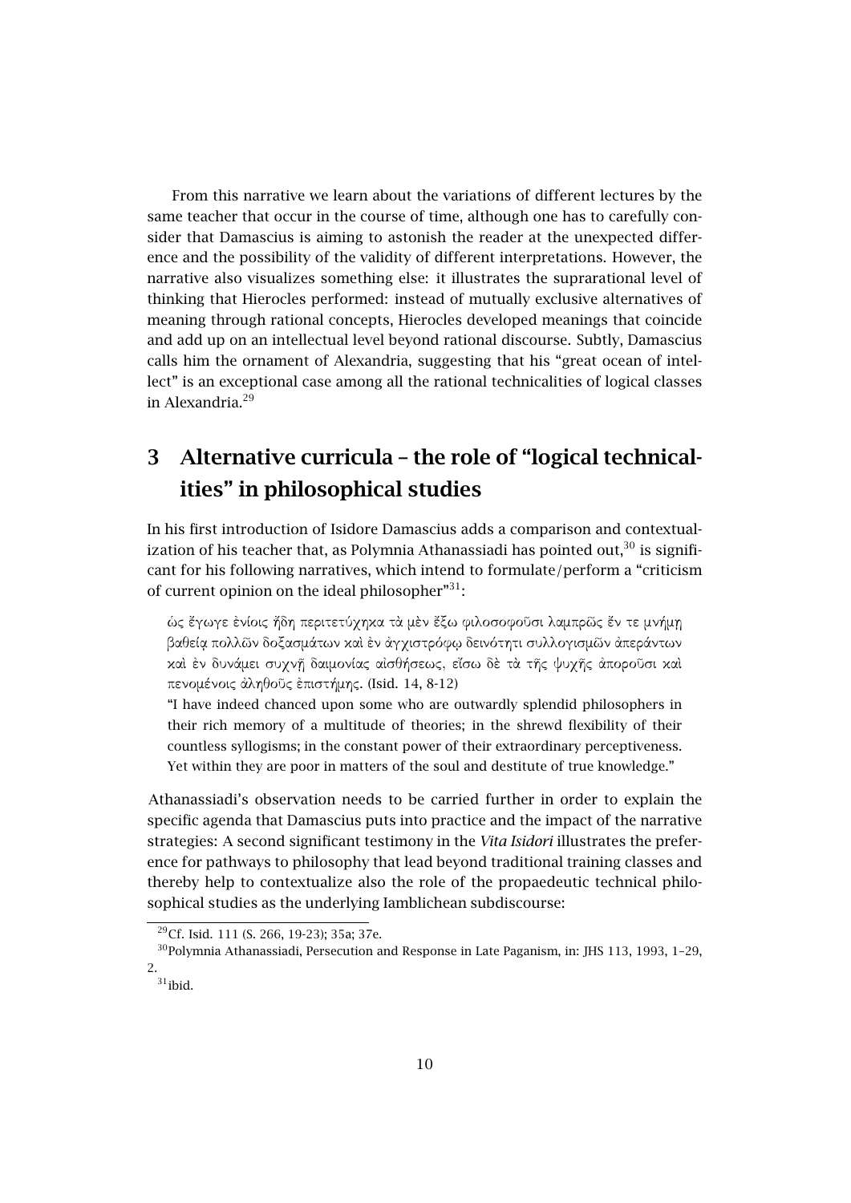From this narrative we learn about the variations of different lectures by the same teacher that occur in the course of time, although one has to carefully consider that Damascius is aiming to astonish the reader at the unexpected difference and the possibility of the validity of different interpretations. However, the narrative also visualizes something else: it illustrates the suprarational level of thinking that Hierocles performed: instead of mutually exclusive alternatives of meaning through rational concepts, Hierocles developed meanings that coincide and add up on an intellectual level beyond rational discourse. Subtly, Damascius calls him the ornament of Alexandria, suggesting that his "great ocean of intellect" is an exceptional case among all the rational technicalities of logical classes in Alexandria.[29]

## 3 Alternative curricula – the role of "logical technicalities" in philosophical studies

In his first introduction of Isidore Damascius adds a comparison and contextualization of his teacher that, as Polymnia Athanassiadi has pointed out,[30] is significant for his following narratives, which intend to formulate/perform a "criticism of current opinion on the ideal philosopher"[31]:

> ὡς ἔγωγε ἐνίοις ἤδη περιτετύχηκα τὰ μὲν ἔξω φιλοσοφοῦσι λαμπρῶς ἔν τε μνήμῃ βαθείᾳ πολλῶν δοξασμάτων καὶ ἐν ἀγχιστρόφῳ δεινότητι συλλογισμῶν ἀπεράντων καὶ ἐν δυνάμει συχνῇ δαιμονίας αἰσθήσεως, εἴσω δὲ τὰ τῆς ψυχῆς ἀποροῦσι καὶ πενομένοις ἀληθοῦς ἐπιστήμης. (Isid. 14, 8-12)
>
> "I have indeed chanced upon some who are outwardly splendid philosophers in their rich memory of a multitude of theories; in the shrewd flexibility of their countless syllogisms; in the constant power of their extraordinary perceptiveness. Yet within they are poor in matters of the soul and destitute of true knowledge."

Athanassiadi's observation needs to be carried further in order to explain the specific agenda that Damascius puts into practice and the impact of the narrative strategies: A second significant testimony in the *Vita Isidori* illustrates the preference for pathways to philosophy that lead beyond traditional training classes and thereby help to contextualize also the role of the propaedeutic technical philosophical studies as the underlying Iamblichean subdiscourse:

---

[29] Cf. Isid. 111 (S. 266, 19-23); 35a; 37e.

[30] Polymnia Athanassiadi, Persecution and Response in Late Paganism, in: JHS 113, 1993, 1–29, 2.

[31] ibid.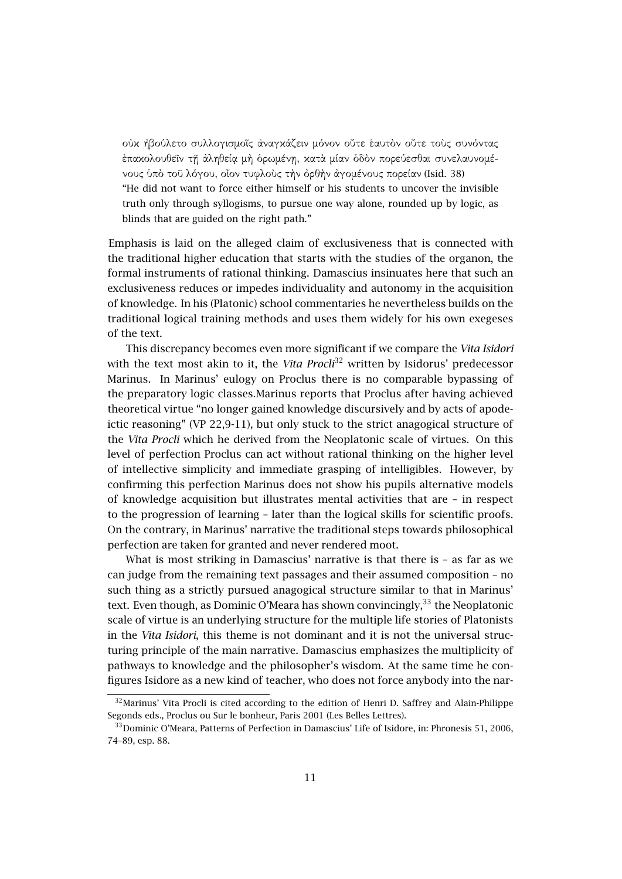οὐκ ἠβούλετο συλλογισμοῖς ἀναγκάζειν μόνον οὔτε ἑαυτὸν οὔτε τοὺς συνόντας ἐπακολουθεῖν τῇ ἀληθείᾳ μὴ ὁρωμένῃ, κατὰ μίαν ὁδὸν πορεύεσθαι συνελαυνομένους ὑπὸ τοῦ λόγου, οἷον τυφλοὺς τὴν ὀρθὴν ἀγομένους πορείαν (Isid. 38)
"He did not want to force either himself or his students to uncover the invisible truth only through syllogisms, to pursue one way alone, rounded up by logic, as blinds that are guided on the right path."

Emphasis is laid on the alleged claim of exclusiveness that is connected with the traditional higher education that starts with the studies of the organon, the formal instruments of rational thinking. Damascius insinuates here that such an exclusiveness reduces or impedes individuality and autonomy in the acquisition of knowledge. In his (Platonic) school commentaries he nevertheless builds on the traditional logical training methods and uses them widely for his own exegeses of the text.

This discrepancy becomes even more significant if we compare the *Vita Isidori* with the text most akin to it, the *Vita Procli*[32] written by Isidorus' predecessor Marinus. In Marinus' eulogy on Proclus there is no comparable bypassing of the preparatory logic classes.Marinus reports that Proclus after having achieved theoretical virtue "no longer gained knowledge discursively and by acts of apodeictic reasoning" (VP 22,9-11), but only stuck to the strict anagogical structure of the *Vita Procli* which he derived from the Neoplatonic scale of virtues. On this level of perfection Proclus can act without rational thinking on the higher level of intellective simplicity and immediate grasping of intelligibles. However, by confirming this perfection Marinus does not show his pupils alternative models of knowledge acquisition but illustrates mental activities that are – in respect to the progression of learning – later than the logical skills for scientific proofs. On the contrary, in Marinus' narrative the traditional steps towards philosophical perfection are taken for granted and never rendered moot.

What is most striking in Damascius' narrative is that there is – as far as we can judge from the remaining text passages and their assumed composition – no such thing as a strictly pursued anagogical structure similar to that in Marinus' text. Even though, as Dominic O'Meara has shown convincingly,[33] the Neoplatonic scale of virtue is an underlying structure for the multiple life stories of Platonists in the *Vita Isidori*, this theme is not dominant and it is not the universal structuring principle of the main narrative. Damascius emphasizes the multiplicity of pathways to knowledge and the philosopher's wisdom. At the same time he configures Isidore as a new kind of teacher, who does not force anybody into the nar-

[32] Marinus' Vita Procli is cited according to the edition of Henri D. Saffrey and Alain-Philippe Segonds eds., Proclus ou Sur le bonheur, Paris 2001 (Les Belles Lettres).

[33] Dominic O'Meara, Patterns of Perfection in Damascius' Life of Isidore, in: Phronesis 51, 2006, 74–89, esp. 88.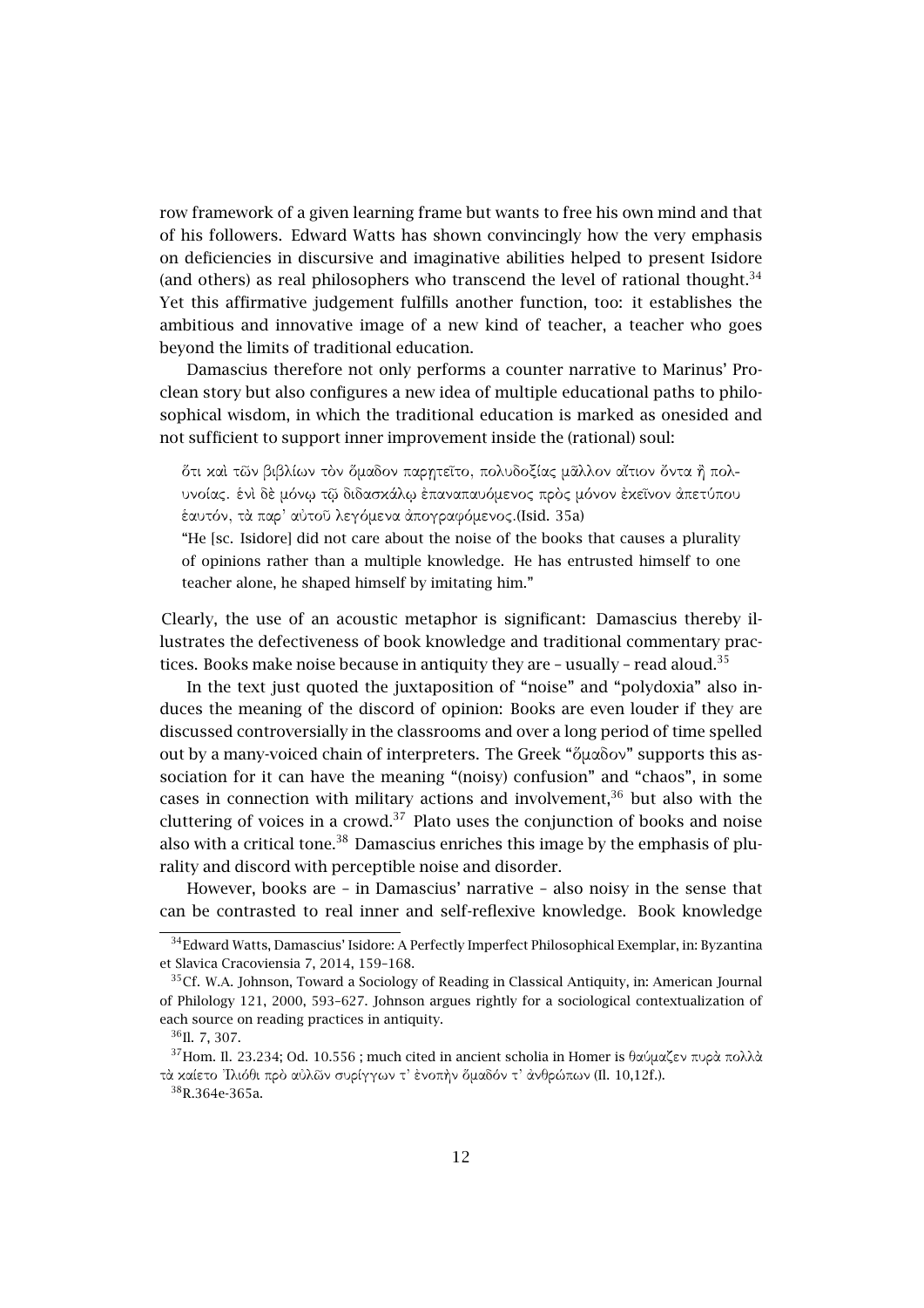row framework of a given learning frame but wants to free his own mind and that of his followers. Edward Watts has shown convincingly how the very emphasis on deficiencies in discursive and imaginative abilities helped to present Isidore (and others) as real philosophers who transcend the level of rational thought.[34] Yet this affirmative judgement fulfills another function, too: it establishes the ambitious and innovative image of a new kind of teacher, a teacher who goes beyond the limits of traditional education.

Damascius therefore not only performs a counter narrative to Marinus' Proclean story but also configures a new idea of multiple educational paths to philosophical wisdom, in which the traditional education is marked as onesided and not sufficient to support inner improvement inside the (rational) soul:

> ὅτι καὶ τῶν βιβλίων τὸν ὅμαδον παρῃτεῖτο, πολυδοξίας μᾶλλον αἴτιον ὄντα ἢ πολυνοίας. ἑνὶ δὲ μόνῳ τῷ διδασκάλῳ ἐπαναπαυόμενος πρὸς μόνον ἐκεῖνον ἀπετύπου ἑαυτόν, τὰ παρ' αὐτοῦ λεγόμενα ἀπογραφόμενος.(Isid. 35a)
>
> "He [sc. Isidore] did not care about the noise of the books that causes a plurality of opinions rather than a multiple knowledge. He has entrusted himself to one teacher alone, he shaped himself by imitating him."

Clearly, the use of an acoustic metaphor is significant: Damascius thereby illustrates the defectiveness of book knowledge and traditional commentary practices. Books make noise because in antiquity they are – usually – read aloud.[35]

In the text just quoted the juxtaposition of "noise" and "polydoxia" also induces the meaning of the discord of opinion: Books are even louder if they are discussed controversially in the classrooms and over a long period of time spelled out by a many-voiced chain of interpreters. The Greek "ὅμαδον" supports this association for it can have the meaning "(noisy) confusion" and "chaos", in some cases in connection with military actions and involvement,[36] but also with the cluttering of voices in a crowd.[37] Plato uses the conjunction of books and noise also with a critical tone.[38] Damascius enriches this image by the emphasis of plurality and discord with perceptible noise and disorder.

However, books are – in Damascius' narrative – also noisy in the sense that can be contrasted to real inner and self-reflexive knowledge. Book knowledge

---

[34] Edward Watts, Damascius' Isidore: A Perfectly Imperfect Philosophical Exemplar, in: Byzantina et Slavica Cracoviensia 7, 2014, 159–168.

[35] Cf. W.A. Johnson, Toward a Sociology of Reading in Classical Antiquity, in: American Journal of Philology 121, 2000, 593–627. Johnson argues rightly for a sociological contextualization of each source on reading practices in antiquity.

[36] Il. 7, 307.

[37] Hom. Il. 23.234; Od. 10.556 ; much cited in ancient scholia in Homer is θαύμαζεν πυρὰ πολλὰ τὰ καίετο Ἰλιόθι πρὸ αὐλῶν συρίγγων τ' ἐνοπὴν ὅμαδόν τ' ἀνθρώπων (Il. 10,12f.).

[38] R.364e-365a.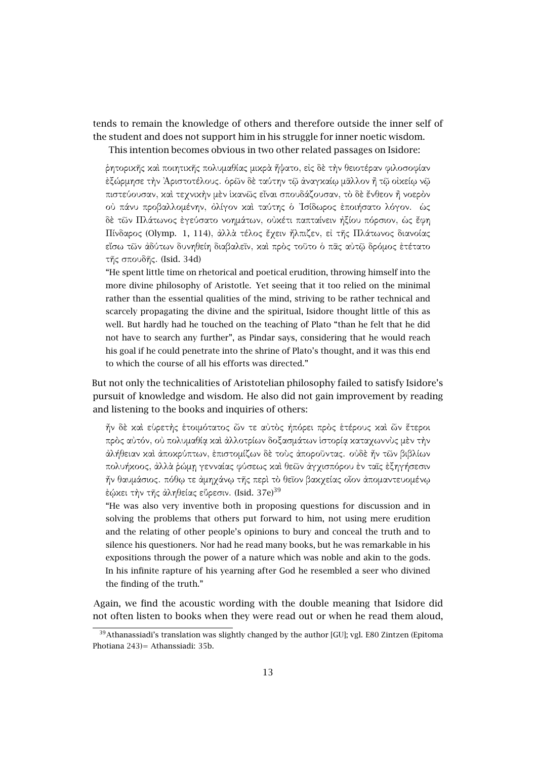tends to remain the knowledge of others and therefore outside the inner self of the student and does not support him in his struggle for inner noetic wisdom.

This intention becomes obvious in two other related passages on Isidore:

> ῥητορικῆς καὶ ποιητικῆς πολυμαθίας μικρὰ ἥψατο, εἰς δὲ τὴν θειοτέραν φιλοσοφίαν ἐξώρμησε τὴν Ἀριστοτέλους. ὁρῶν δὲ ταύτην τῷ ἀναγκαίῳ μᾶλλον ἢ τῷ οἰκείῳ νῷ πιστεύουσαν, καὶ τεχνικὴν μὲν ἱκανῶς εἶναι σπουδάζουσαν, τὸ δὲ ἔνθεον ἢ νοερὸν οὐ πάνυ προβαλλομένην, ὀλίγον καὶ ταύτης ὁ Ἰσίδωρος ἐποιήσατο λόγον. ὡς δὲ τῶν Πλάτωνος ἐγεύσατο νοημάτων, οὐκέτι παπταίνειν ἠξίου πόρσιον, ὡς ἔφη Πίνδαρος (Olymp. 1, 114), ἀλλὰ τέλος ἔχειν ἤλπιζεν, εἰ τῆς Πλάτωνος διανοίας εἴσω τῶν ἀδύτων δυνηθείη διαβαλεῖν, καὶ πρὸς τοῦτο ὁ πᾶς αὐτῷ δρόμος ἐτέτατο τῆς σπουδῆς. (Isid. 34d)
>
> "He spent little time on rhetorical and poetical erudition, throwing himself into the more divine philosophy of Aristotle. Yet seeing that it too relied on the minimal rather than the essential qualities of the mind, striving to be rather technical and scarcely propagating the divine and the spiritual, Isidore thought little of this as well. But hardly had he touched on the teaching of Plato "than he felt that he did not have to search any further", as Pindar says, considering that he would reach his goal if he could penetrate into the shrine of Plato's thought, and it was this end to which the course of all his efforts was directed."

But not only the technicalities of Aristotelian philosophy failed to satisfy Isidore's pursuit of knowledge and wisdom. He also did not gain improvement by reading and listening to the books and inquiries of others:

> ἦν δὲ καὶ εὑρετὴς ἑτοιμότατος ὧν τε αὐτὸς ἠπόρει πρὸς ἑτέρους καὶ ὧν ἕτεροι πρὸς αὐτόν, οὐ πολυμαθίᾳ καὶ ἀλλοτρίων δοξασμάτων ἱστορίᾳ καταχωννὺς μὲν τὴν ἀλήθειαν καὶ ἀποκρύπτων, ἐπιστομίζων δὲ τοὺς ἀποροῦντας. οὐδὲ ἦν τῶν βιβλίων πολυήκοος, ἀλλὰ ῥώμῃ γενναίας φύσεως καὶ θεῶν ἀγχισπόρου ἐν ταῖς ἐξηγήσεσιν ἦν θαυμάσιος. πόθῳ τε ἀμηχάνῳ τῆς περὶ τὸ θεῖον βακχείας οἷον ἀπομαντευομένῳ ἐῴκει τὴν τῆς ἀληθείας εὕρεσιν. (Isid. 37e)[39]
>
> "He was also very inventive both in proposing questions for discussion and in solving the problems that others put forward to him, not using mere erudition and the relating of other people's opinions to bury and conceal the truth and to silence his questioners. Nor had he read many books, but he was remarkable in his expositions through the power of a nature which was noble and akin to the gods. In his infinite rapture of his yearning after God he resembled a seer who divined the finding of the truth."

Again, we find the acoustic wording with the double meaning that Isidore did not often listen to books when they were read out or when he read them aloud,

[39] Athanassiadi's translation was slightly changed by the author [GU]; vgl. E80 Zintzen (Epitoma Photiana 243)= Athanssiadi: 35b.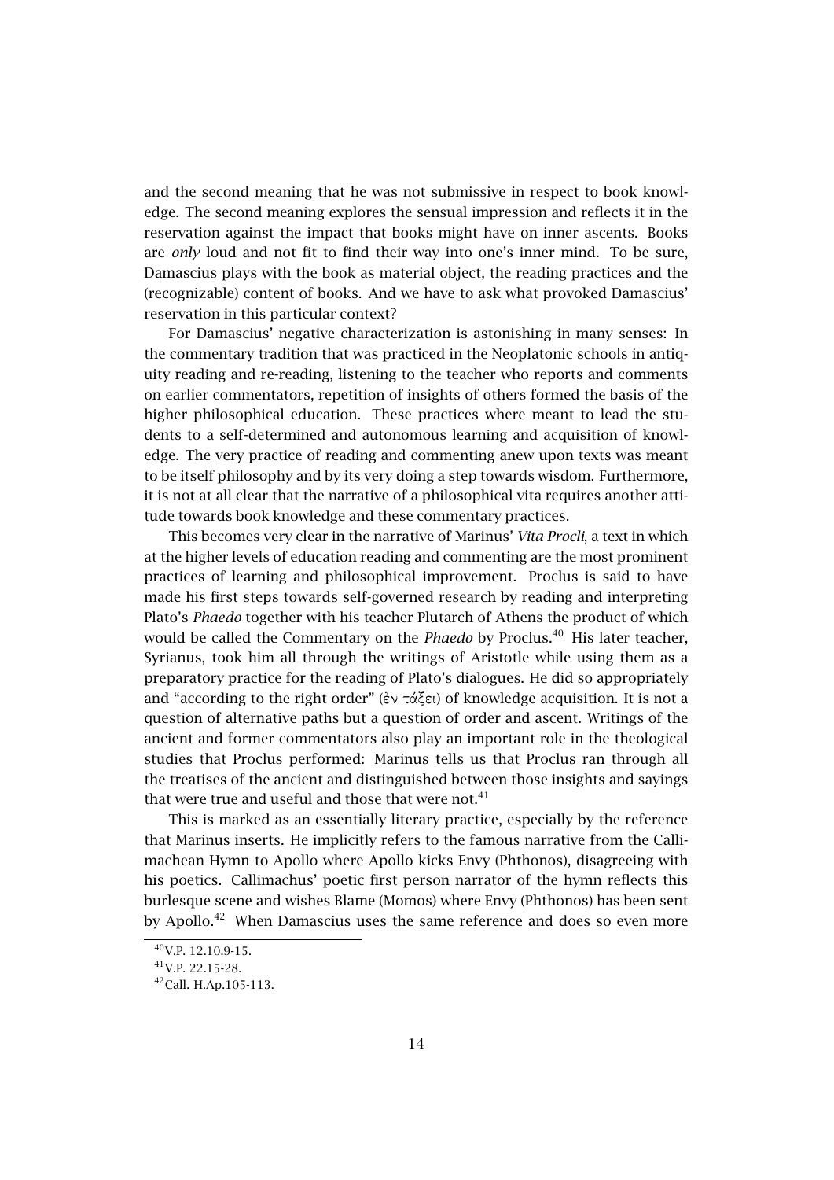and the second meaning that he was not submissive in respect to book knowledge. The second meaning explores the sensual impression and reflects it in the reservation against the impact that books might have on inner ascents. Books are *only* loud and not fit to find their way into one's inner mind. To be sure, Damascius plays with the book as material object, the reading practices and the (recognizable) content of books. And we have to ask what provoked Damascius' reservation in this particular context?

For Damascius' negative characterization is astonishing in many senses: In the commentary tradition that was practiced in the Neoplatonic schools in antiquity reading and re-reading, listening to the teacher who reports and comments on earlier commentators, repetition of insights of others formed the basis of the higher philosophical education. These practices where meant to lead the students to a self-determined and autonomous learning and acquisition of knowledge. The very practice of reading and commenting anew upon texts was meant to be itself philosophy and by its very doing a step towards wisdom. Furthermore, it is not at all clear that the narrative of a philosophical vita requires another attitude towards book knowledge and these commentary practices.

This becomes very clear in the narrative of Marinus' *Vita Procli*, a text in which at the higher levels of education reading and commenting are the most prominent practices of learning and philosophical improvement. Proclus is said to have made his first steps towards self-governed research by reading and interpreting Plato's *Phaedo* together with his teacher Plutarch of Athens the product of which would be called the Commentary on the *Phaedo* by Proclus.[40] His later teacher, Syrianus, took him all through the writings of Aristotle while using them as a preparatory practice for the reading of Plato's dialogues. He did so appropriately and "according to the right order" (ἐν τάξει) of knowledge acquisition. It is not a question of alternative paths but a question of order and ascent. Writings of the ancient and former commentators also play an important role in the theological studies that Proclus performed: Marinus tells us that Proclus ran through all the treatises of the ancient and distinguished between those insights and sayings that were true and useful and those that were not.[41]

This is marked as an essentially literary practice, especially by the reference that Marinus inserts. He implicitly refers to the famous narrative from the Callimachean Hymn to Apollo where Apollo kicks Envy (Phthonos), disagreeing with his poetics. Callimachus' poetic first person narrator of the hymn reflects this burlesque scene and wishes Blame (Momos) where Envy (Phthonos) has been sent by Apollo.[42] When Damascius uses the same reference and does so even more

[40] V.P. 12.10.9-15.

[41] V.P. 22.15-28.

[42] Call. H.Ap.105-113.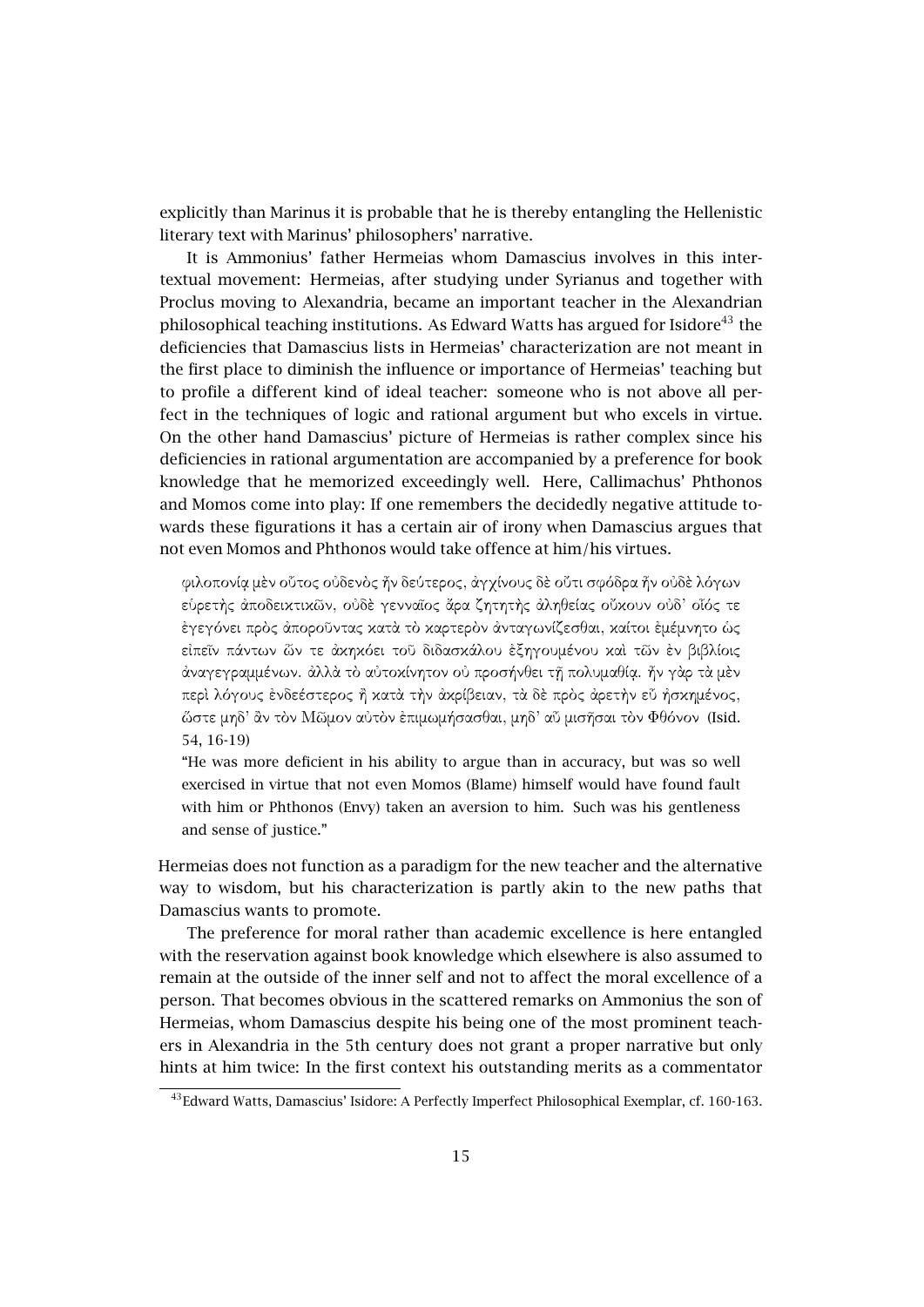explicitly than Marinus it is probable that he is thereby entangling the Hellenistic literary text with Marinus' philosophers' narrative.

It is Ammonius' father Hermeias whom Damascius involves in this intertextual movement: Hermeias, after studying under Syrianus and together with Proclus moving to Alexandria, became an important teacher in the Alexandrian philosophical teaching institutions. As Edward Watts has argued for Isidore[43] the deficiencies that Damascius lists in Hermeias' characterization are not meant in the first place to diminish the influence or importance of Hermeias' teaching but to profile a different kind of ideal teacher: someone who is not above all perfect in the techniques of logic and rational argument but who excels in virtue. On the other hand Damascius' picture of Hermeias is rather complex since his deficiencies in rational argumentation are accompanied by a preference for book knowledge that he memorized exceedingly well. Here, Callimachus' Phthonos and Momos come into play: If one remembers the decidedly negative attitude towards these figurations it has a certain air of irony when Damascius argues that not even Momos and Phthonos would take offence at him/his virtues.

> φιλοπονίᾳ μὲν οὗτος οὐδενὸς ἦν δεύτερος, ἀγχίνους δὲ οὔτι σφόδρα ἦν οὐδὲ λόγων εὑρετὴς ἀποδεικτικῶν, οὐδὲ γενναῖος ἄρα ζητητὴς ἀληθείας οὔκουν οὐδ' οἷός τε ἐγεγόνει πρὸς ἀποροῦντας κατὰ τὸ καρτερὸν ἀνταγωνίζεσθαι, καίτοι ἐμέμνητο ὡς εἰπεῖν πάντων ὧν τε ἀκηκόει τοῦ διδασκάλου ἐξηγουμένου καὶ τῶν ἐν βιβλίοις ἀναγεγραμμένων. ἀλλὰ τὸ αὐτοκίνητον οὐ προσήνθει τῇ πολυμαθίᾳ. ἦν γὰρ τὰ μὲν περὶ λόγους ἐνδεέστερος ἢ κατὰ τὴν ἀκρίβειαν, τὰ δὲ πρὸς ἀρετὴν εὖ ἠσκημένος, ὥστε μηδ' ἂν τὸν Μῶμον αὐτὸν ἐπιμωμήσασθαι, μηδ' αὖ μισῆσαι τὸν Φθόνον (Isid. 54, 16-19)
>
> "He was more deficient in his ability to argue than in accuracy, but was so well exercised in virtue that not even Momos (Blame) himself would have found fault with him or Phthonos (Envy) taken an aversion to him. Such was his gentleness and sense of justice."

Hermeias does not function as a paradigm for the new teacher and the alternative way to wisdom, but his characterization is partly akin to the new paths that Damascius wants to promote.

The preference for moral rather than academic excellence is here entangled with the reservation against book knowledge which elsewhere is also assumed to remain at the outside of the inner self and not to affect the moral excellence of a person. That becomes obvious in the scattered remarks on Ammonius the son of Hermeias, whom Damascius despite his being one of the most prominent teachers in Alexandria in the 5th century does not grant a proper narrative but only hints at him twice: In the first context his outstanding merits as a commentator

[43] Edward Watts, Damascius' Isidore: A Perfectly Imperfect Philosophical Exemplar, cf. 160-163.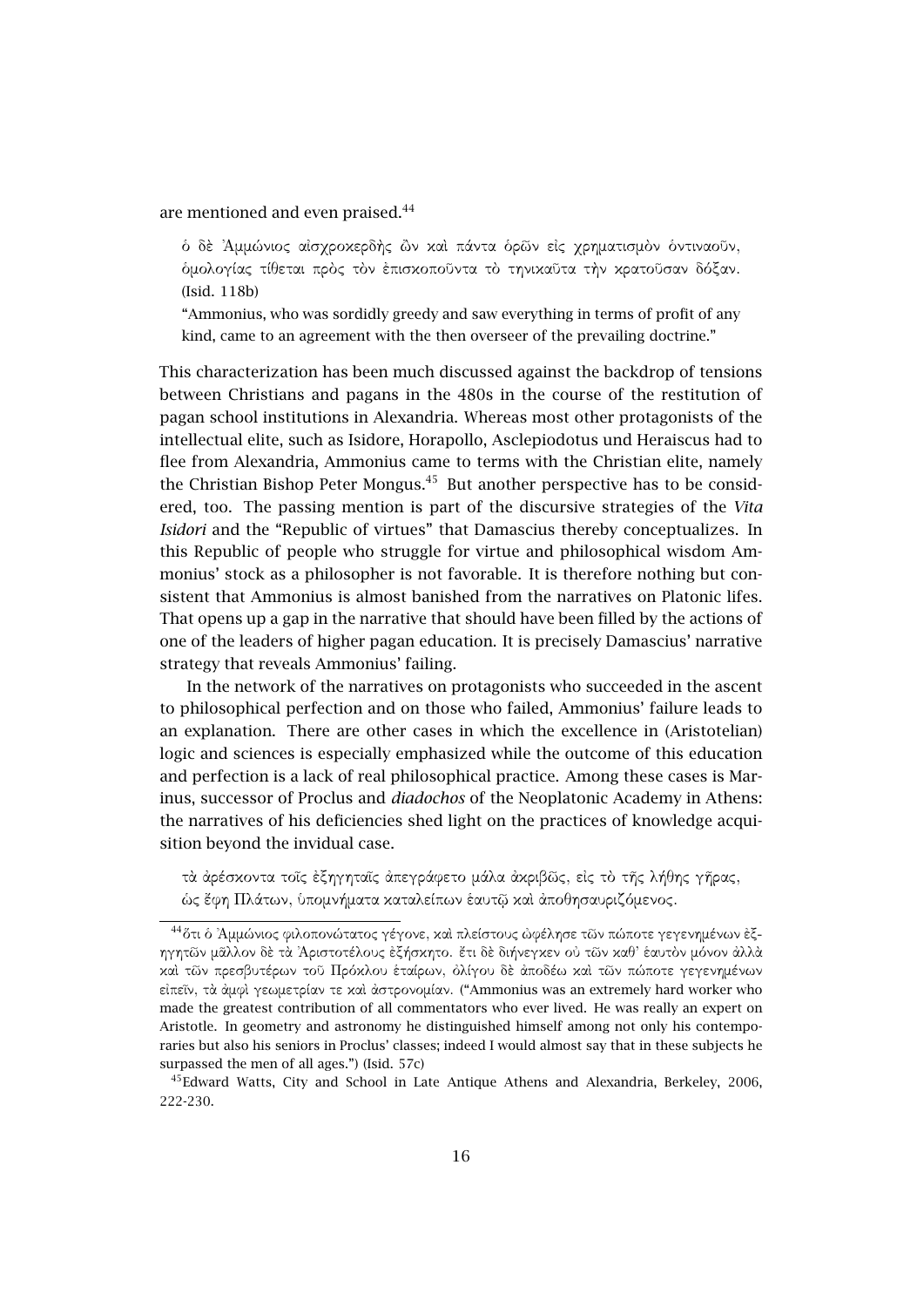are mentioned and even praised.[44]

> ὁ δὲ Ἀμμώνιος αἰσχροκερδὴς ὢν καὶ πάντα ὁρῶν εἰς χρηματισμὸν ὁντιναοῦν, ὁμολογίας τίθεται πρὸς τὸν ἐπισκοποῦντα τὸ τηνικαῦτα τὴν κρατοῦσαν δόξαν. (Isid. 118b)
>
> "Ammonius, who was sordidly greedy and saw everything in terms of profit of any kind, came to an agreement with the then overseer of the prevailing doctrine."

This characterization has been much discussed against the backdrop of tensions between Christians and pagans in the 480s in the course of the restitution of pagan school institutions in Alexandria. Whereas most other protagonists of the intellectual elite, such as Isidore, Horapollo, Asclepiodotus und Heraiscus had to flee from Alexandria, Ammonius came to terms with the Christian elite, namely the Christian Bishop Peter Mongus.[45] But another perspective has to be considered, too. The passing mention is part of the discursive strategies of the *Vita Isidori* and the "Republic of virtues" that Damascius thereby conceptualizes. In this Republic of people who struggle for virtue and philosophical wisdom Ammonius' stock as a philosopher is not favorable. It is therefore nothing but consistent that Ammonius is almost banished from the narratives on Platonic lifes. That opens up a gap in the narrative that should have been filled by the actions of one of the leaders of higher pagan education. It is precisely Damascius' narrative strategy that reveals Ammonius' failing.

In the network of the narratives on protagonists who succeeded in the ascent to philosophical perfection and on those who failed, Ammonius' failure leads to an explanation. There are other cases in which the excellence in (Aristotelian) logic and sciences is especially emphasized while the outcome of this education and perfection is a lack of real philosophical practice. Among these cases is Marinus, successor of Proclus and *diadochos* of the Neoplatonic Academy in Athens: the narratives of his deficiencies shed light on the practices of knowledge acquisition beyond the invidual case.

> τὰ ἀρέσκοντα τοῖς ἐξηγηταῖς ἀπεγράφετο μάλα ἀκριβῶς, εἰς τὸ τῆς λήθης γῆρας, ὡς ἔφη Πλάτων, ὑπομνήματα καταλείπων ἑαυτῷ καὶ ἀποθησαυριζόμενος.

---

[44] ὅτι ὁ Ἀμμώνιος φιλοπονώτατος γέγονε, καὶ πλείστους ὠφέλησε τῶν πώποτε γεγενημένων ἐξηγητῶν μᾶλλον δὲ τὰ Ἀριστοτέλους ἐξήσκητο. ἔτι δὲ διήνεγκεν οὐ τῶν καθ' ἑαυτὸν μόνον ἀλλὰ καὶ τῶν πρεσβυτέρων τοῦ Πρόκλου ἑταίρων, ὀλίγου δὲ ἀποδέω καὶ τῶν πώποτε γεγενημένων εἰπεῖν, τὰ ἀμφὶ γεωμετρίαν τε καὶ ἀστρονομίαν. ("Ammonius was an extremely hard worker who made the greatest contribution of all commentators who ever lived. He was really an expert on Aristotle. In geometry and astronomy he distinguished himself among not only his contemporaries but also his seniors in Proclus' classes; indeed I would almost say that in these subjects he surpassed the men of all ages.") (Isid. 57c)

[45] Edward Watts, City and School in Late Antique Athens and Alexandria, Berkeley, 2006, 222-230.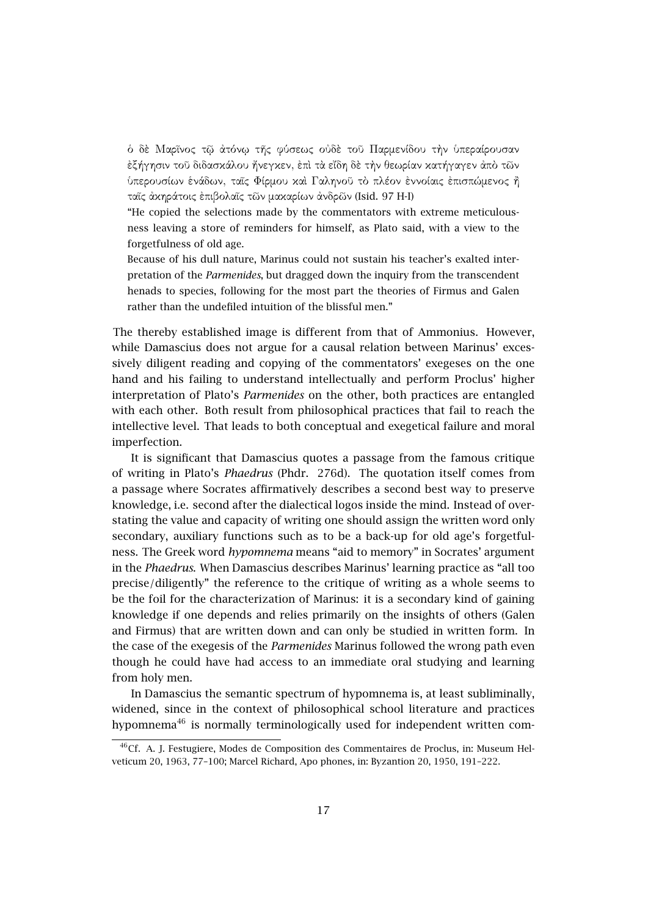ὁ δὲ Μαρῖνος τῷ ἀτόνῳ τῆς φύσεως οὐδὲ τοῦ Παρμενίδου τὴν ὑπεραίρουσαν ἐξήγησιν τοῦ διδασκάλου ἤνεγκεν, ἐπὶ τὰ εἴδη δὲ τὴν θεωρίαν κατήγαγεν ἀπὸ τῶν ὑπερουσίων ἑνάδων, ταῖς Φίρμου καὶ Γαληνοῦ τὸ πλέον ἐννοίαις ἐπισπώμενος ἢ ταῖς ἀκηράτοις ἐπιβολαῖς τῶν μακαρίων ἀνδρῶν (Isid. 97 H-I)

"He copied the selections made by the commentators with extreme meticulousness leaving a store of reminders for himself, as Plato said, with a view to the forgetfulness of old age.

Because of his dull nature, Marinus could not sustain his teacher's exalted interpretation of the *Parmenides*, but dragged down the inquiry from the transcendent henads to species, following for the most part the theories of Firmus and Galen rather than the undefiled intuition of the blissful men."

The thereby established image is different from that of Ammonius. However, while Damascius does not argue for a causal relation between Marinus' excessively diligent reading and copying of the commentators' exegeses on the one hand and his failing to understand intellectually and perform Proclus' higher interpretation of Plato's *Parmenides* on the other, both practices are entangled with each other. Both result from philosophical practices that fail to reach the intellective level. That leads to both conceptual and exegetical failure and moral imperfection.

It is significant that Damascius quotes a passage from the famous critique of writing in Plato's *Phaedrus* (Phdr. 276d). The quotation itself comes from a passage where Socrates affirmatively describes a second best way to preserve knowledge, i.e. second after the dialectical logos inside the mind. Instead of overstating the value and capacity of writing one should assign the written word only secondary, auxiliary functions such as to be a back-up for old age's forgetfulness. The Greek word *hypomnema* means "aid to memory" in Socrates' argument in the *Phaedrus.* When Damascius describes Marinus' learning practice as "all too precise/diligently" the reference to the critique of writing as a whole seems to be the foil for the characterization of Marinus: it is a secondary kind of gaining knowledge if one depends and relies primarily on the insights of others (Galen and Firmus) that are written down and can only be studied in written form. In the case of the exegesis of the *Parmenides* Marinus followed the wrong path even though he could have had access to an immediate oral studying and learning from holy men.

In Damascius the semantic spectrum of hypomnema is, at least subliminally, widened, since in the context of philosophical school literature and practices hypomnema[46] is normally terminologically used for independent written com-

[46] Cf. A. J. Festugiere, Modes de Composition des Commentaires de Proclus, in: Museum Helveticum 20, 1963, 77–100; Marcel Richard, Apo phones, in: Byzantion 20, 1950, 191–222.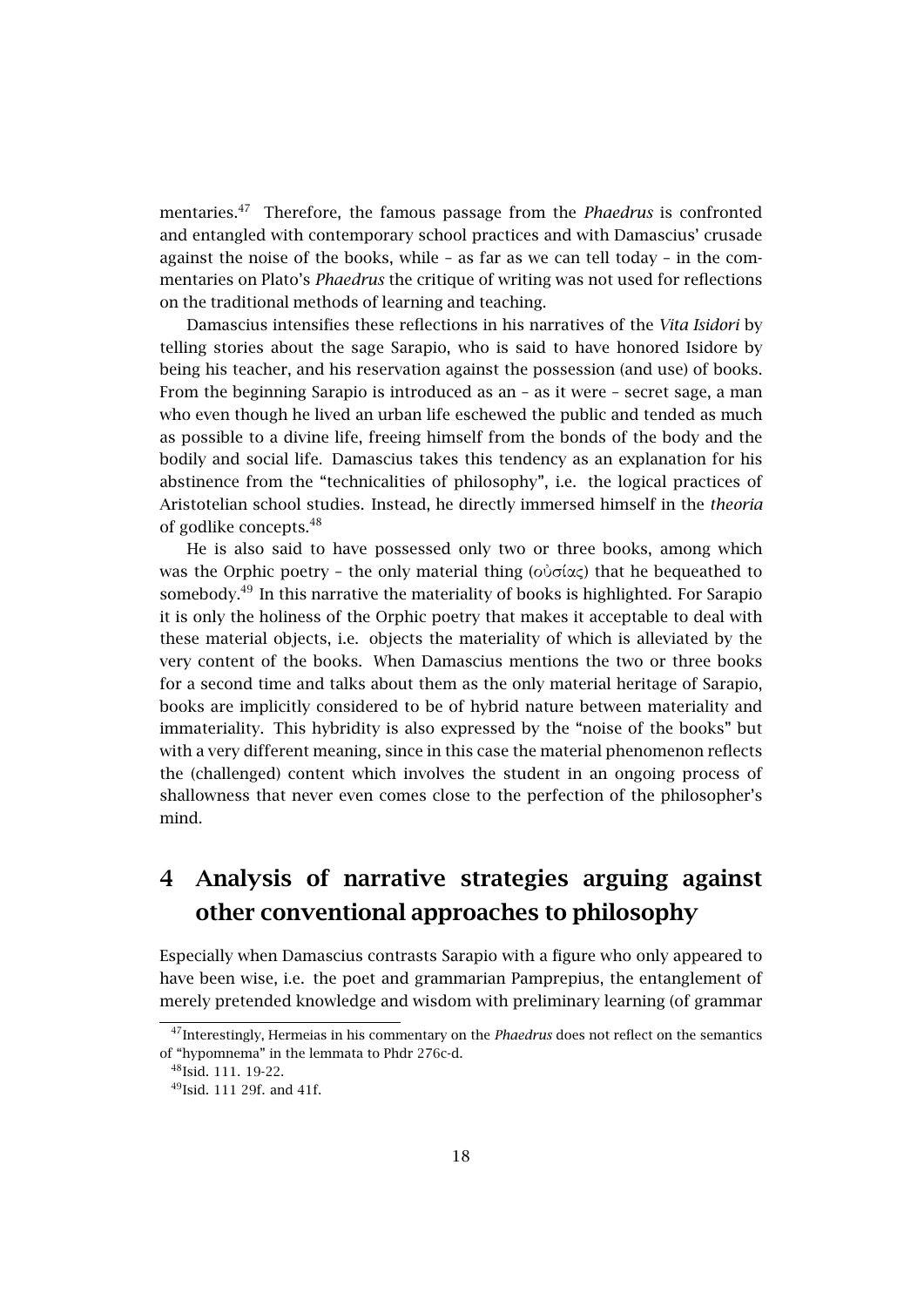mentaries.[47] Therefore, the famous passage from the *Phaedrus* is confronted and entangled with contemporary school practices and with Damascius' crusade against the noise of the books, while – as far as we can tell today – in the commentaries on Plato's *Phaedrus* the critique of writing was not used for reflections on the traditional methods of learning and teaching.

Damascius intensifies these reflections in his narratives of the *Vita Isidori* by telling stories about the sage Sarapio, who is said to have honored Isidore by being his teacher, and his reservation against the possession (and use) of books. From the beginning Sarapio is introduced as an – as it were – secret sage, a man who even though he lived an urban life eschewed the public and tended as much as possible to a divine life, freeing himself from the bonds of the body and the bodily and social life. Damascius takes this tendency as an explanation for his abstinence from the "technicalities of philosophy", i.e. the logical practices of Aristotelian school studies. Instead, he directly immersed himself in the *theoria* of godlike concepts.[48]

He is also said to have possessed only two or three books, among which was the Orphic poetry – the only material thing (οὐσίας) that he bequeathed to somebody.[49] In this narrative the materiality of books is highlighted. For Sarapio it is only the holiness of the Orphic poetry that makes it acceptable to deal with these material objects, i.e. objects the materiality of which is alleviated by the very content of the books. When Damascius mentions the two or three books for a second time and talks about them as the only material heritage of Sarapio, books are implicitly considered to be of hybrid nature between materiality and immateriality. This hybridity is also expressed by the "noise of the books" but with a very different meaning, since in this case the material phenomenon reflects the (challenged) content which involves the student in an ongoing process of shallowness that never even comes close to the perfection of the philosopher's mind.

## 4 Analysis of narrative strategies arguing against other conventional approaches to philosophy

Especially when Damascius contrasts Sarapio with a figure who only appeared to have been wise, i.e. the poet and grammarian Pamprepius, the entanglement of merely pretended knowledge and wisdom with preliminary learning (of grammar

[47] Interestingly, Hermeias in his commentary on the *Phaedrus* does not reflect on the semantics of "hypomnema" in the lemmata to Phdr 276c-d.

[48] Isid. 111. 19-22.

[49] Isid. 111 29f. and 41f.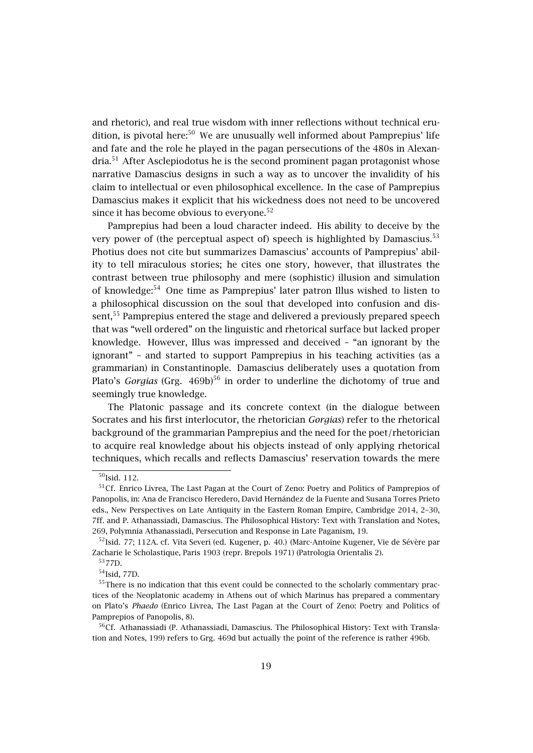and rhetoric), and real true wisdom with inner reflections without technical erudition, is pivotal here:[50] We are unusually well informed about Pamprepius' life and fate and the role he played in the pagan persecutions of the 480s in Alexandria.[51] After Asclepiodotus he is the second prominent pagan protagonist whose narrative Damascius designs in such a way as to uncover the invalidity of his claim to intellectual or even philosophical excellence. In the case of Pamprepius Damascius makes it explicit that his wickedness does not need to be uncovered since it has become obvious to everyone.[52]

Pamprepius had been a loud character indeed. His ability to deceive by the very power of (the perceptual aspect of) speech is highlighted by Damascius.[53] Photius does not cite but summarizes Damascius' accounts of Pamprepius' ability to tell miraculous stories; he cites one story, however, that illustrates the contrast between true philosophy and mere (sophistic) illusion and simulation of knowledge:[54] One time as Pamprepius' later patron Illus wished to listen to a philosophical discussion on the soul that developed into confusion and dissent,[55] Pamprepius entered the stage and delivered a previously prepared speech that was "well ordered" on the linguistic and rhetorical surface but lacked proper knowledge. However, Illus was impressed and deceived – "an ignorant by the ignorant" – and started to support Pamprepius in his teaching activities (as a grammarian) in Constantinople. Damascius deliberately uses a quotation from Plato's *Gorgias* (Grg. 469b)[56] in order to underline the dichotomy of true and seemingly true knowledge.

The Platonic passage and its concrete context (in the dialogue between Socrates and his first interlocutor, the rhetorician *Gorgias*) refer to the rhetorical background of the grammarian Pamprepius and the need for the poet/rhetorician to acquire real knowledge about his objects instead of only applying rhetorical techniques, which recalls and reflects Damascius' reservation towards the mere

---

[50] Isid. 112.

[51] Cf. Enrico Livrea, The Last Pagan at the Court of Zeno: Poetry and Politics of Pamprepios of Panopolis, in: Ana de Francisco Heredero, David Hernández de la Fuente and Susana Torres Prieto eds., New Perspectives on Late Antiquity in the Eastern Roman Empire, Cambridge 2014, 2–30, 7ff. and P. Athanassiadi, Damascius. The Philosophical History: Text with Translation and Notes, 269, Polymnia Athanassiadi, Persecution and Response in Late Paganism, 19.

[52] Isid. 77; 112A. cf. Vita Severi (ed. Kugener, p. 40.) (Marc-Antoine Kugener, Vie de Sévère par Zacharie le Scholastique, Paris 1903 (repr. Brepols 1971) (Patrologia Orientalis 2).

[53] 77D.

[54] Isid, 77D.

[55] There is no indication that this event could be connected to the scholarly commentary practices of the Neoplatonic academy in Athens out of which Marinus has prepared a commentary on Plato's *Phaedo* (Enrico Livrea, The Last Pagan at the Court of Zeno: Poetry and Politics of Pamprepios of Panopolis, 8).

[56] Cf. Athanassiadi (P. Athanassiadi, Damascius. The Philosophical History: Text with Translation and Notes, 199) refers to Grg. 469d but actually the point of the reference is rather 496b.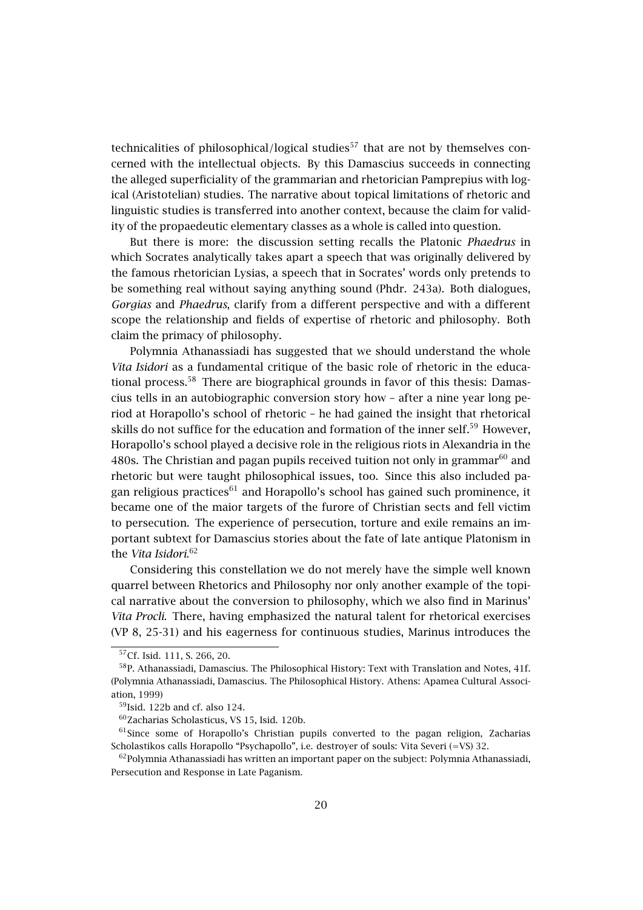technicalities of philosophical/logical studies[57] that are not by themselves concerned with the intellectual objects. By this Damascius succeeds in connecting the alleged superficiality of the grammarian and rhetorician Pamprepius with logical (Aristotelian) studies. The narrative about topical limitations of rhetoric and linguistic studies is transferred into another context, because the claim for validity of the propaedeutic elementary classes as a whole is called into question.

But there is more: the discussion setting recalls the Platonic *Phaedrus* in which Socrates analytically takes apart a speech that was originally delivered by the famous rhetorician Lysias, a speech that in Socrates' words only pretends to be something real without saying anything sound (Phdr. 243a). Both dialogues, *Gorgias* and *Phaedrus*, clarify from a different perspective and with a different scope the relationship and fields of expertise of rhetoric and philosophy. Both claim the primacy of philosophy.

Polymnia Athanassiadi has suggested that we should understand the whole *Vita Isidori* as a fundamental critique of the basic role of rhetoric in the educational process.[58] There are biographical grounds in favor of this thesis: Damascius tells in an autobiographic conversion story how – after a nine year long period at Horapollo's school of rhetoric – he had gained the insight that rhetorical skills do not suffice for the education and formation of the inner self.[59] However, Horapollo's school played a decisive role in the religious riots in Alexandria in the 480s. The Christian and pagan pupils received tuition not only in grammar[60] and rhetoric but were taught philosophical issues, too. Since this also included pagan religious practices[61] and Horapollo's school has gained such prominence, it became one of the maior targets of the furore of Christian sects and fell victim to persecution. The experience of persecution, torture and exile remains an important subtext for Damascius stories about the fate of late antique Platonism in the *Vita Isidori*.[62]

Considering this constellation we do not merely have the simple well known quarrel between Rhetorics and Philosophy nor only another example of the topical narrative about the conversion to philosophy, which we also find in Marinus' *Vita Procli*. There, having emphasized the natural talent for rhetorical exercises (VP 8, 25-31) and his eagerness for continuous studies, Marinus introduces the

---

[57] Cf. Isid. 111, S. 266, 20.

[58] P. Athanassiadi, Damascius. The Philosophical History: Text with Translation and Notes, 41f. (Polymnia Athanassiadi, Damascius. The Philosophical History. Athens: Apamea Cultural Association, 1999)

[59] Isid. 122b and cf. also 124.

[60] Zacharias Scholasticus, VS 15, Isid. 120b.

[61] Since some of Horapollo's Christian pupils converted to the pagan religion, Zacharias Scholastikos calls Horapollo "Psychapollo", i.e. destroyer of souls: Vita Severi (=VS) 32.

[62] Polymnia Athanassiadi has written an important paper on the subject: Polymnia Athanassiadi, Persecution and Response in Late Paganism.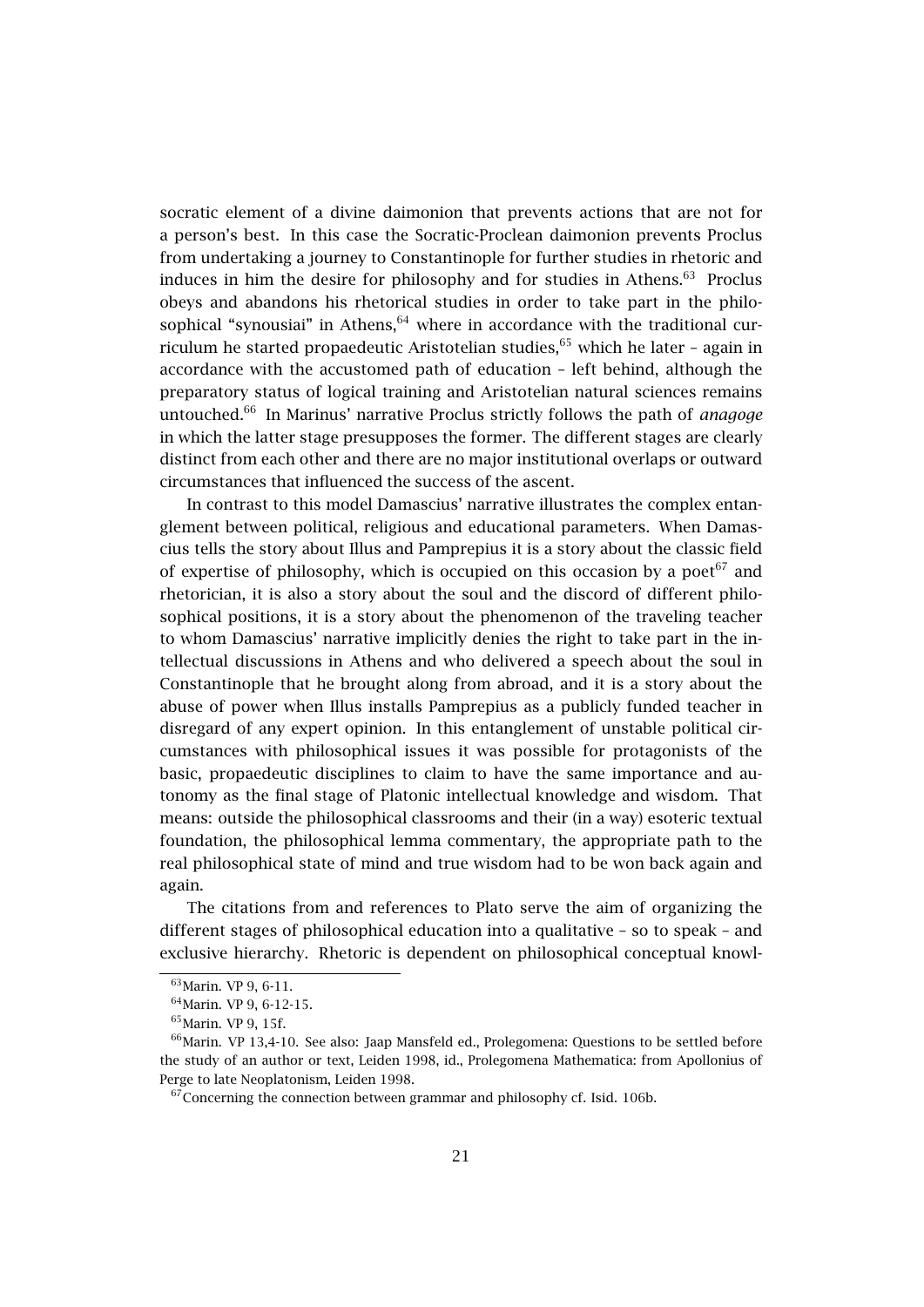socratic element of a divine daimonion that prevents actions that are not for a person's best. In this case the Socratic-Proclean daimonion prevents Proclus from undertaking a journey to Constantinople for further studies in rhetoric and induces in him the desire for philosophy and for studies in Athens.[63] Proclus obeys and abandons his rhetorical studies in order to take part in the philosophical "synousiai" in Athens,[64] where in accordance with the traditional curriculum he started propaedeutic Aristotelian studies,[65] which he later – again in accordance with the accustomed path of education – left behind, although the preparatory status of logical training and Aristotelian natural sciences remains untouched.[66] In Marinus' narrative Proclus strictly follows the path of *anagoge* in which the latter stage presupposes the former. The different stages are clearly distinct from each other and there are no major institutional overlaps or outward circumstances that influenced the success of the ascent.

In contrast to this model Damascius' narrative illustrates the complex entanglement between political, religious and educational parameters. When Damascius tells the story about Illus and Pamprepius it is a story about the classic field of expertise of philosophy, which is occupied on this occasion by a poet[67] and rhetorician, it is also a story about the soul and the discord of different philosophical positions, it is a story about the phenomenon of the traveling teacher to whom Damascius' narrative implicitly denies the right to take part in the intellectual discussions in Athens and who delivered a speech about the soul in Constantinople that he brought along from abroad, and it is a story about the abuse of power when Illus installs Pamprepius as a publicly funded teacher in disregard of any expert opinion. In this entanglement of unstable political circumstances with philosophical issues it was possible for protagonists of the basic, propaedeutic disciplines to claim to have the same importance and autonomy as the final stage of Platonic intellectual knowledge and wisdom. That means: outside the philosophical classrooms and their (in a way) esoteric textual foundation, the philosophical lemma commentary, the appropriate path to the real philosophical state of mind and true wisdom had to be won back again and again.

The citations from and references to Plato serve the aim of organizing the different stages of philosophical education into a qualitative – so to speak – and exclusive hierarchy. Rhetoric is dependent on philosophical conceptual knowl-

[63] Marin. VP 9, 6-11.

[64] Marin. VP 9, 6-12-15.

[65] Marin. VP 9, 15f.

[66] Marin. VP 13,4-10. See also: Jaap Mansfeld ed., Prolegomena: Questions to be settled before the study of an author or text, Leiden 1998, id., Prolegomena Mathematica: from Apollonius of Perge to late Neoplatonism, Leiden 1998.

[67] Concerning the connection between grammar and philosophy cf. Isid. 106b.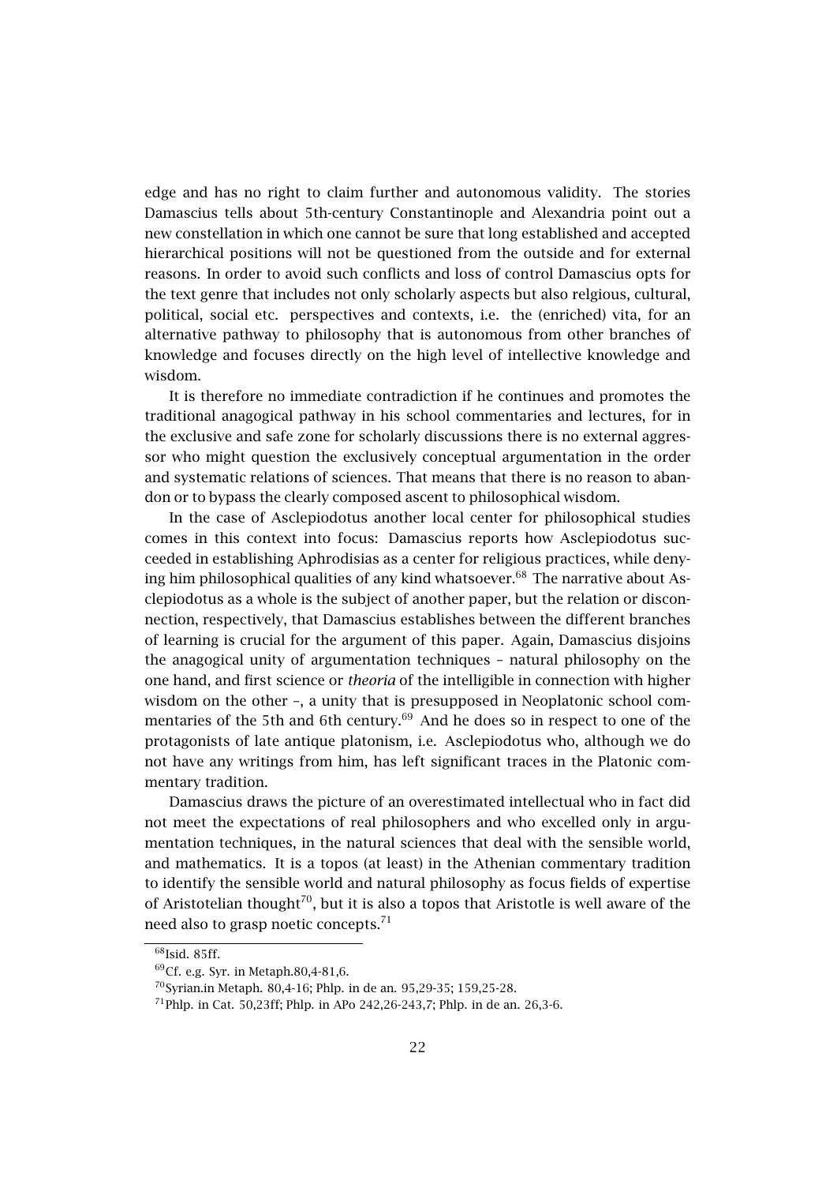edge and has no right to claim further and autonomous validity. The stories Damascius tells about 5th-century Constantinople and Alexandria point out a new constellation in which one cannot be sure that long established and accepted hierarchical positions will not be questioned from the outside and for external reasons. In order to avoid such conflicts and loss of control Damascius opts for the text genre that includes not only scholarly aspects but also relgious, cultural, political, social etc. perspectives and contexts, i.e. the (enriched) vita, for an alternative pathway to philosophy that is autonomous from other branches of knowledge and focuses directly on the high level of intellective knowledge and wisdom.

It is therefore no immediate contradiction if he continues and promotes the traditional anagogical pathway in his school commentaries and lectures, for in the exclusive and safe zone for scholarly discussions there is no external aggressor who might question the exclusively conceptual argumentation in the order and systematic relations of sciences. That means that there is no reason to abandon or to bypass the clearly composed ascent to philosophical wisdom.

In the case of Asclepiodotus another local center for philosophical studies comes in this context into focus: Damascius reports how Asclepiodotus succeeded in establishing Aphrodisias as a center for religious practices, while denying him philosophical qualities of any kind whatsoever.[68] The narrative about Asclepiodotus as a whole is the subject of another paper, but the relation or disconnection, respectively, that Damascius establishes between the different branches of learning is crucial for the argument of this paper. Again, Damascius disjoins the anagogical unity of argumentation techniques – natural philosophy on the one hand, and first science or *theoria* of the intelligible in connection with higher wisdom on the other –, a unity that is presupposed in Neoplatonic school commentaries of the 5th and 6th century.[69] And he does so in respect to one of the protagonists of late antique platonism, i.e. Asclepiodotus who, although we do not have any writings from him, has left significant traces in the Platonic commentary tradition.

Damascius draws the picture of an overestimated intellectual who in fact did not meet the expectations of real philosophers and who excelled only in argumentation techniques, in the natural sciences that deal with the sensible world, and mathematics. It is a topos (at least) in the Athenian commentary tradition to identify the sensible world and natural philosophy as focus fields of expertise of Aristotelian thought[70], but it is also a topos that Aristotle is well aware of the need also to grasp noetic concepts.[71]

[68] Isid. 85ff.

[69] Cf. e.g. Syr. in Metaph.80,4-81,6.

[70] Syrian.in Metaph. 80,4-16; Phlp. in de an. 95,29-35; 159,25-28.

[71] Phlp. in Cat. 50,23ff; Phlp. in APo 242,26-243,7; Phlp. in de an. 26,3-6.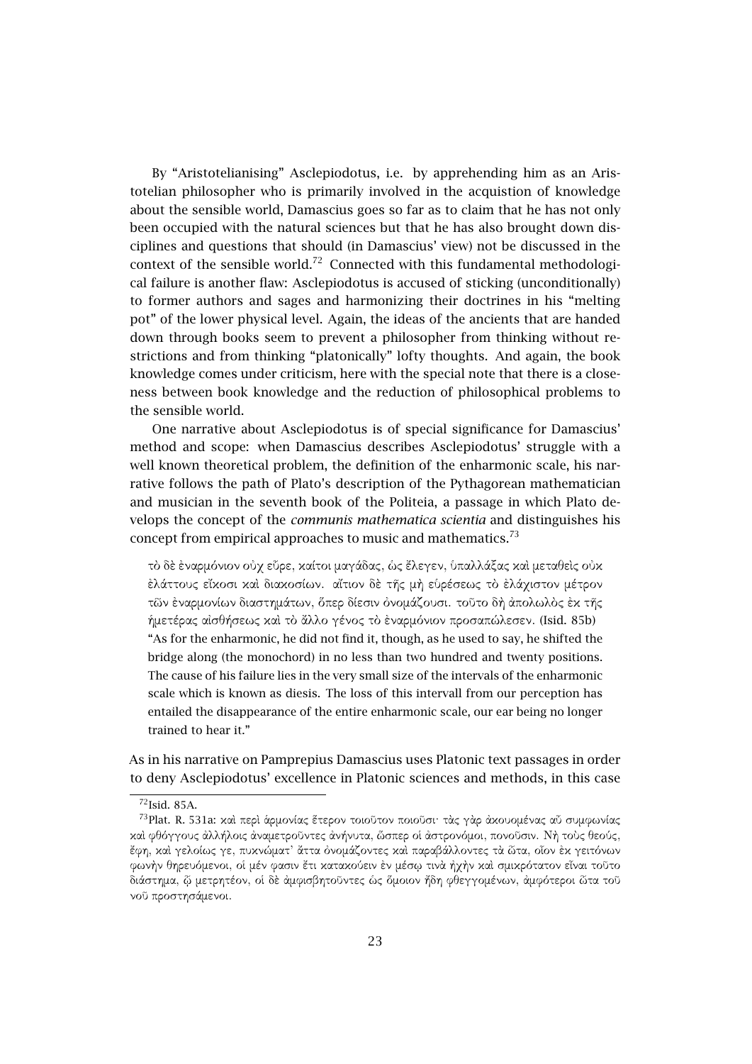By "Aristotelianising" Asclepiodotus, i.e. by apprehending him as an Aristotelian philosopher who is primarily involved in the acquistion of knowledge about the sensible world, Damascius goes so far as to claim that he has not only been occupied with the natural sciences but that he has also brought down disciplines and questions that should (in Damascius' view) not be discussed in the context of the sensible world.[72] Connected with this fundamental methodological failure is another flaw: Asclepiodotus is accused of sticking (unconditionally) to former authors and sages and harmonizing their doctrines in his "melting pot" of the lower physical level. Again, the ideas of the ancients that are handed down through books seem to prevent a philosopher from thinking without restrictions and from thinking "platonically" lofty thoughts. And again, the book knowledge comes under criticism, here with the special note that there is a closeness between book knowledge and the reduction of philosophical problems to the sensible world.

One narrative about Asclepiodotus is of special significance for Damascius' method and scope: when Damascius describes Asclepiodotus' struggle with a well known theoretical problem, the definition of the enharmonic scale, his narrative follows the path of Plato's description of the Pythagorean mathematician and musician in the seventh book of the Politeia, a passage in which Plato develops the concept of the *communis mathematica scientia* and distinguishes his concept from empirical approaches to music and mathematics.[73]

> τὸ δὲ ἐναρμόνιον οὐχ εὗρε, καίτοι μαγάδας, ὡς ἔλεγεν, ὑπαλλάξας καὶ μεταθεὶς οὐκ ἐλάττους εἴκοσι καὶ διακοσίων. αἴτιον δὲ τῆς μὴ εὑρέσεως τὸ ἐλάχιστον μέτρον τῶν ἐναρμονίων διαστημάτων, ὅπερ δίεσιν ὀνομάζουσι. τοῦτο δὴ ἀπολωλὸς ἐκ τῆς ἡμετέρας αἰσθήσεως καὶ τὸ ἄλλο γένος τὸ ἐναρμόνιον προσαπώλεσεν. (Isid. 85b)
> "As for the enharmonic, he did not find it, though, as he used to say, he shifted the bridge along (the monochord) in no less than two hundred and twenty positions. The cause of his failure lies in the very small size of the intervals of the enharmonic scale which is known as diesis. The loss of this intervall from our perception has entailed the disappearance of the entire enharmonic scale, our ear being no longer trained to hear it."

As in his narrative on Pamprepius Damascius uses Platonic text passages in order to deny Asclepiodotus' excellence in Platonic sciences and methods, in this case

---

[72] Isid. 85A.

[73] Plat. R. 531a: καὶ περὶ ἁρμονίας ἕτερον τοιοῦτον ποιοῦσι· τὰς γὰρ ἀκουομένας αὖ συμφωνίας καὶ φθόγγους ἀλλήλοις ἀναμετροῦντες ἀνήνυτα, ὥσπερ οἱ ἀστρονόμοι, πονοῦσιν. Νὴ τοὺς θεούς, ἔφη, καὶ γελοίως γε, πυκνώματ᾽ ἄττα ὀνομάζοντες καὶ παραβάλλοντες τὰ ὦτα, οἷον ἐκ γειτόνων φωνὴν θηρευόμενοι, οἱ μέν φασιν ἔτι κατακούειν ἐν μέσῳ τινὰ ἠχὴν καὶ σμικρότατον εἶναι τοῦτο διάστημα, ᾧ μετρητέον, οἱ δὲ ἀμφισβητοῦντες ὡς ὅμοιον ἤδη φθεγγομένων, ἀμφότεροι ὦτα τοῦ νοῦ προστησάμενοι.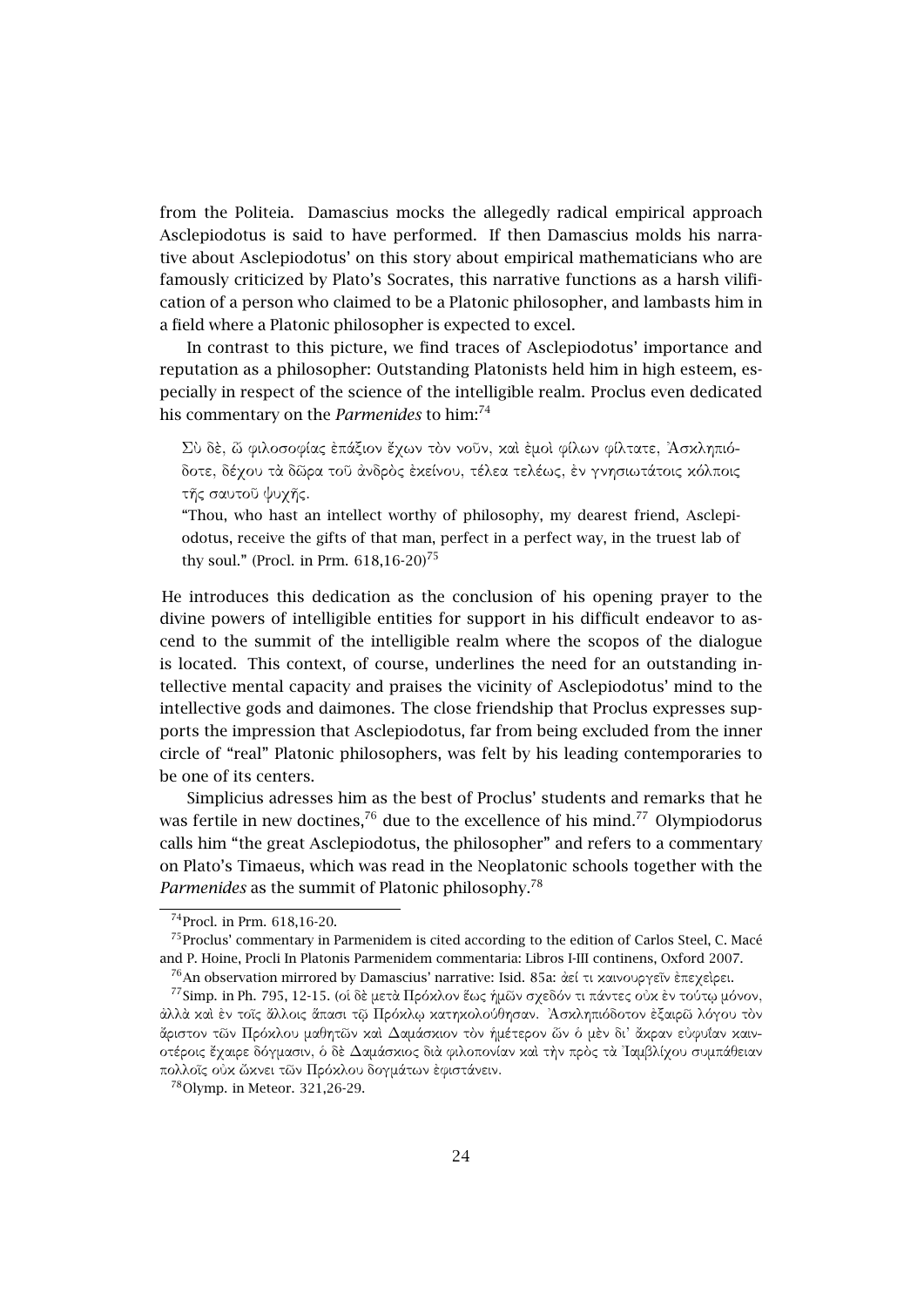from the Politeia. Damascius mocks the allegedly radical empirical approach Asclepiodotus is said to have performed. If then Damascius molds his narrative about Asclepiodotus' on this story about empirical mathematicians who are famously criticized by Plato's Socrates, this narrative functions as a harsh vilification of a person who claimed to be a Platonic philosopher, and lambasts him in a field where a Platonic philosopher is expected to excel.

In contrast to this picture, we find traces of Asclepiodotus' importance and reputation as a philosopher: Outstanding Platonists held him in high esteem, especially in respect of the science of the intelligible realm. Proclus even dedicated his commentary on the *Parmenides* to him:[74]

> Σὺ δὲ, ὦ φιλοσοφίας ἐπάξιον ἔχων τὸν νοῦν, καὶ ἐμοὶ φίλων φίλτατε, Ἀσκληπιόδοτε, δέχου τὰ δῶρα τοῦ ἀνδρὸς ἐκείνου, τέλεα τελέως, ἐν γνησιωτάτοις κόλποις τῆς σαυτοῦ ψυχῆς.
>
> "Thou, who hast an intellect worthy of philosophy, my dearest friend, Asclepiodotus, receive the gifts of that man, perfect in a perfect way, in the truest lab of thy soul." (Procl. in Prm. 618,16-20)[75]

He introduces this dedication as the conclusion of his opening prayer to the divine powers of intelligible entities for support in his difficult endeavor to ascend to the summit of the intelligible realm where the scopos of the dialogue is located. This context, of course, underlines the need for an outstanding intellective mental capacity and praises the vicinity of Asclepiodotus' mind to the intellective gods and daimones. The close friendship that Proclus expresses supports the impression that Asclepiodotus, far from being excluded from the inner circle of "real" Platonic philosophers, was felt by his leading contemporaries to be one of its centers.

Simplicius adresses him as the best of Proclus' students and remarks that he was fertile in new doctines,[76] due to the excellence of his mind.[77] Olympiodorus calls him "the great Asclepiodotus, the philosopher" and refers to a commentary on Plato's Timaeus, which was read in the Neoplatonic schools together with the *Parmenides* as the summit of Platonic philosophy.[78]

---

[74] Procl. in Prm. 618,16-20.

[75] Proclus' commentary in Parmenidem is cited according to the edition of Carlos Steel, C. Macé and P. Hoine, Procli In Platonis Parmenidem commentaria: Libros I-III continens, Oxford 2007.

[76] An observation mirrored by Damascius' narrative: Isid. 85a: ἀεί τι καινουργεῖν ἐπεχείρει.

[77] Simp. in Ph. 795, 12-15. (οἱ δὲ μετὰ Πρόκλον ἕως ἡμῶν σχεδόν τι πάντες οὐκ ἐν τούτῳ μόνον, ἀλλὰ καὶ ἐν τοῖς ἄλλοις ἅπασι τῷ Πρόκλῳ κατηκολούθησαν. Ἀσκληπιόδοτον ἐξαιρῶ λόγου τὸν ἄριστον τῶν Πρόκλου μαθητῶν καὶ Δαμάσκιον τὸν ἡμέτερον ὧν ὁ μὲν δι' ἄκραν εὐφυΐαν καινοτέροις ἔχαιρε δόγμασιν, ὁ δὲ Δαμάσκιος διὰ φιλοπονίαν καὶ τὴν πρὸς τὰ Ἰαμβλίχου συμπάθειαν πολλοῖς οὐκ ὤκνει τῶν Πρόκλου δογμάτων ἐφιστάνειν.

[78] Olymp. in Meteor. 321,26-29.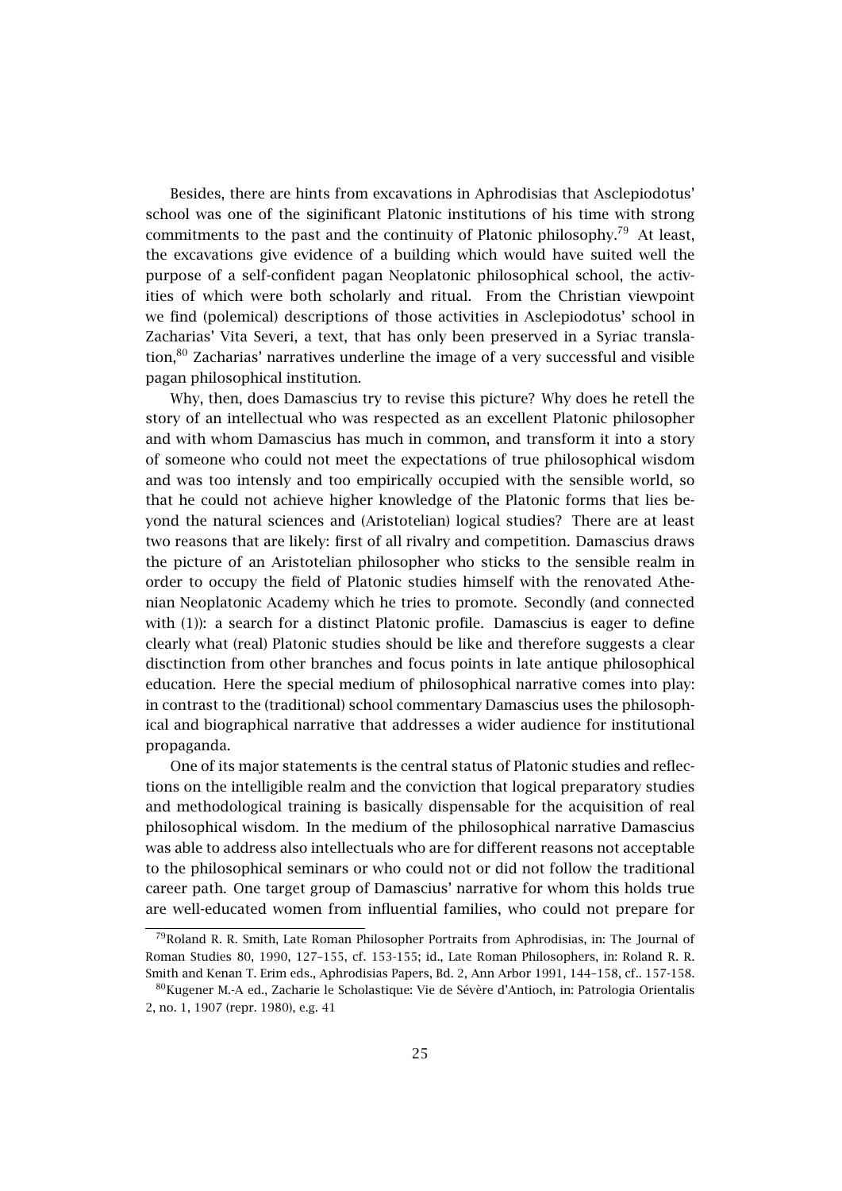Besides, there are hints from excavations in Aphrodisias that Asclepiodotus' school was one of the siginificant Platonic institutions of his time with strong commitments to the past and the continuity of Platonic philosophy.[79] At least, the excavations give evidence of a building which would have suited well the purpose of a self-confident pagan Neoplatonic philosophical school, the activities of which were both scholarly and ritual. From the Christian viewpoint we find (polemical) descriptions of those activities in Asclepiodotus' school in Zacharias' Vita Severi, a text, that has only been preserved in a Syriac translation,[80] Zacharias' narratives underline the image of a very successful and visible pagan philosophical institution.

Why, then, does Damascius try to revise this picture? Why does he retell the story of an intellectual who was respected as an excellent Platonic philosopher and with whom Damascius has much in common, and transform it into a story of someone who could not meet the expectations of true philosophical wisdom and was too intensly and too empirically occupied with the sensible world, so that he could not achieve higher knowledge of the Platonic forms that lies beyond the natural sciences and (Aristotelian) logical studies? There are at least two reasons that are likely: first of all rivalry and competition. Damascius draws the picture of an Aristotelian philosopher who sticks to the sensible realm in order to occupy the field of Platonic studies himself with the renovated Athenian Neoplatonic Academy which he tries to promote. Secondly (and connected with (1)): a search for a distinct Platonic profile. Damascius is eager to define clearly what (real) Platonic studies should be like and therefore suggests a clear disctinction from other branches and focus points in late antique philosophical education. Here the special medium of philosophical narrative comes into play: in contrast to the (traditional) school commentary Damascius uses the philosophical and biographical narrative that addresses a wider audience for institutional propaganda.

One of its major statements is the central status of Platonic studies and reflections on the intelligible realm and the conviction that logical preparatory studies and methodological training is basically dispensable for the acquisition of real philosophical wisdom. In the medium of the philosophical narrative Damascius was able to address also intellectuals who are for different reasons not acceptable to the philosophical seminars or who could not or did not follow the traditional career path. One target group of Damascius' narrative for whom this holds true are well-educated women from influential families, who could not prepare for

---

[79] Roland R. R. Smith, Late Roman Philosopher Portraits from Aphrodisias, in: The Journal of Roman Studies 80, 1990, 127–155, cf. 153-155; id., Late Roman Philosophers, in: Roland R. R. Smith and Kenan T. Erim eds., Aphrodisias Papers, Bd. 2, Ann Arbor 1991, 144–158, cf.. 157-158.

[80] Kugener M.-A ed., Zacharie le Scholastique: Vie de Sévère d'Antioch, in: Patrologia Orientalis 2, no. 1, 1907 (repr. 1980), e.g. 41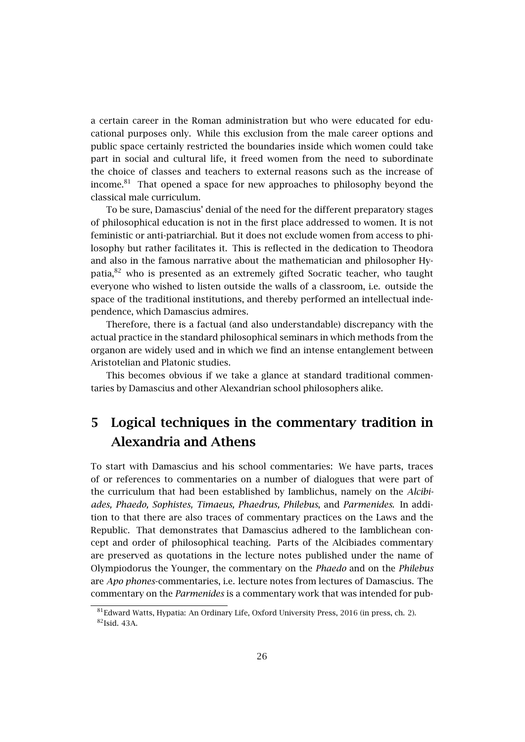a certain career in the Roman administration but who were educated for educational purposes only. While this exclusion from the male career options and public space certainly restricted the boundaries inside which women could take part in social and cultural life, it freed women from the need to subordinate the choice of classes and teachers to external reasons such as the increase of income.[81] That opened a space for new approaches to philosophy beyond the classical male curriculum.

To be sure, Damascius' denial of the need for the different preparatory stages of philosophical education is not in the first place addressed to women. It is not feministic or anti-patriarchial. But it does not exclude women from access to philosophy but rather facilitates it. This is reflected in the dedication to Theodora and also in the famous narrative about the mathematician and philosopher Hypatia,[82] who is presented as an extremely gifted Socratic teacher, who taught everyone who wished to listen outside the walls of a classroom, i.e. outside the space of the traditional institutions, and thereby performed an intellectual independence, which Damascius admires.

Therefore, there is a factual (and also understandable) discrepancy with the actual practice in the standard philosophical seminars in which methods from the organon are widely used and in which we find an intense entanglement between Aristotelian and Platonic studies.

This becomes obvious if we take a glance at standard traditional commentaries by Damascius and other Alexandrian school philosophers alike.

## 5 Logical techniques in the commentary tradition in Alexandria and Athens

To start with Damascius and his school commentaries: We have parts, traces of or references to commentaries on a number of dialogues that were part of the curriculum that had been established by Iamblichus, namely on the *Alcibiades, Phaedo, Sophistes, Timaeus, Phaedrus, Philebus*, and *Parmenides*. In addition to that there are also traces of commentary practices on the Laws and the Republic. That demonstrates that Damascius adhered to the Iamblichean concept and order of philosophical teaching. Parts of the Alcibiades commentary are preserved as quotations in the lecture notes published under the name of Olympiodorus the Younger, the commentary on the *Phaedo* and on the *Philebus* are *Apo phones*-commentaries, i.e. lecture notes from lectures of Damascius. The commentary on the *Parmenides* is a commentary work that was intended for pub-

[81] Edward Watts, Hypatia: An Ordinary Life, Oxford University Press, 2016 (in press, ch. 2).

[82] Isid. 43A.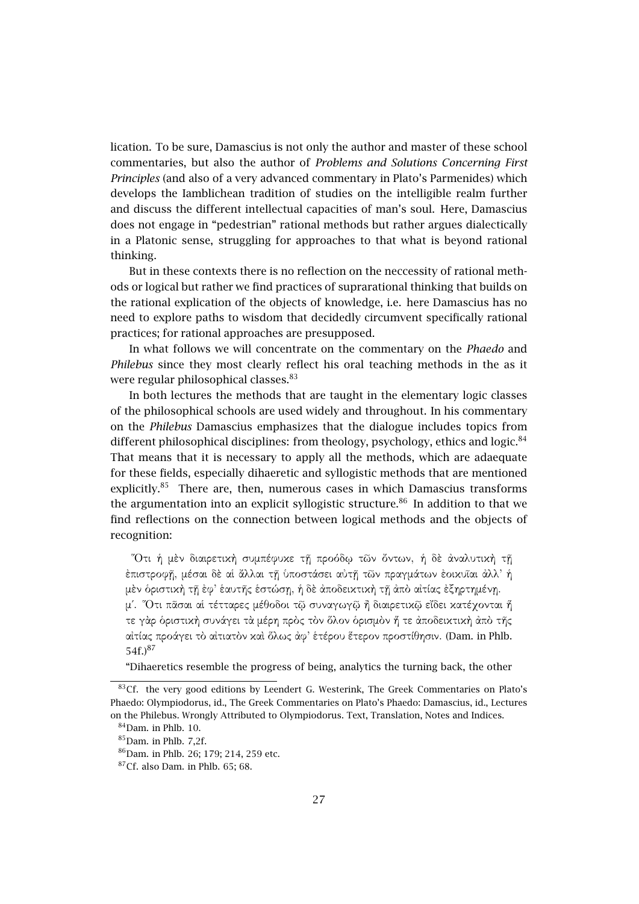lication. To be sure, Damascius is not only the author and master of these school commentaries, but also the author of *Problems and Solutions Concerning First Principles* (and also of a very advanced commentary in Plato's Parmenides) which develops the Iamblichean tradition of studies on the intelligible realm further and discuss the different intellectual capacities of man's soul. Here, Damascius does not engage in "pedestrian" rational methods but rather argues dialectically in a Platonic sense, struggling for approaches to that what is beyond rational thinking.

But in these contexts there is no reflection on the neccessity of rational methods or logical but rather we find practices of suprarational thinking that builds on the rational explication of the objects of knowledge, i.e. here Damascius has no need to explore paths to wisdom that decidedly circumvent specifically rational practices; for rational approaches are presupposed.

In what follows we will concentrate on the commentary on the *Phaedo* and *Philebus* since they most clearly reflect his oral teaching methods in the as it were regular philosophical classes.[83]

In both lectures the methods that are taught in the elementary logic classes of the philosophical schools are used widely and throughout. In his commentary on the *Philebus* Damascius emphasizes that the dialogue includes topics from different philosophical disciplines: from theology, psychology, ethics and logic.[84] That means that it is necessary to apply all the methods, which are adaequate for these fields, especially dihaeretic and syllogistic methods that are mentioned explicitly.[85] There are, then, numerous cases in which Damascius transforms the argumentation into an explicit syllogistic structure.[86] In addition to that we find reflections on the connection between logical methods and the objects of recognition:

> Ὅτι ἡ μὲν διαιρετικὴ συμπέφυκε τῇ προόδῳ τῶν ὄντων, ἡ δὲ ἀναλυτικὴ τῇ ἐπιστροφῇ, μέσαι δὲ αἱ ἄλλαι τῇ ὑποστάσει αὐτῇ τῶν πραγμάτων ἐοικυῖαι ἀλλ' ἡ μὲν ὁριστικὴ τῇ ἐφ' ἑαυτῆς ἑστώσῃ, ἡ δὲ ἀποδεικτικὴ τῇ ἀπὸ αἰτίας ἐξηρτημένῃ.
> μʹ. Ὅτι πᾶσαι αἱ τέτταρες μέθοδοι τῷ συναγωγῷ ἢ διαιρετικῷ εἴδει κατέχονται ἥ τε γὰρ ὁριστικὴ συνάγει τὰ μέρη πρὸς τὸν ὅλον ὁρισμὸν ἥ τε ἀποδεικτικὴ ἀπὸ τῆς αἰτίας προάγει τὸ αἰτιατὸν καὶ ὅλως ἀφ' ἑτέρου ἕτερον προστίθησιν. (Dam. in Phlb. 54f.)[87]

"Dihaeretics resemble the progress of being, analytics the turning back, the other

[83] Cf. the very good editions by Leendert G. Westerink, The Greek Commentaries on Plato's Phaedo: Olympiodorus, id., The Greek Commentaries on Plato's Phaedo: Damascius, id., Lectures on the Philebus. Wrongly Attributed to Olympiodorus. Text, Translation, Notes and Indices.

[84] Dam. in Phlb. 10.

[85] Dam. in Phlb. 7,2f.

[86] Dam. in Phlb. 26; 179; 214, 259 etc.

[87] Cf. also Dam. in Phlb. 65; 68.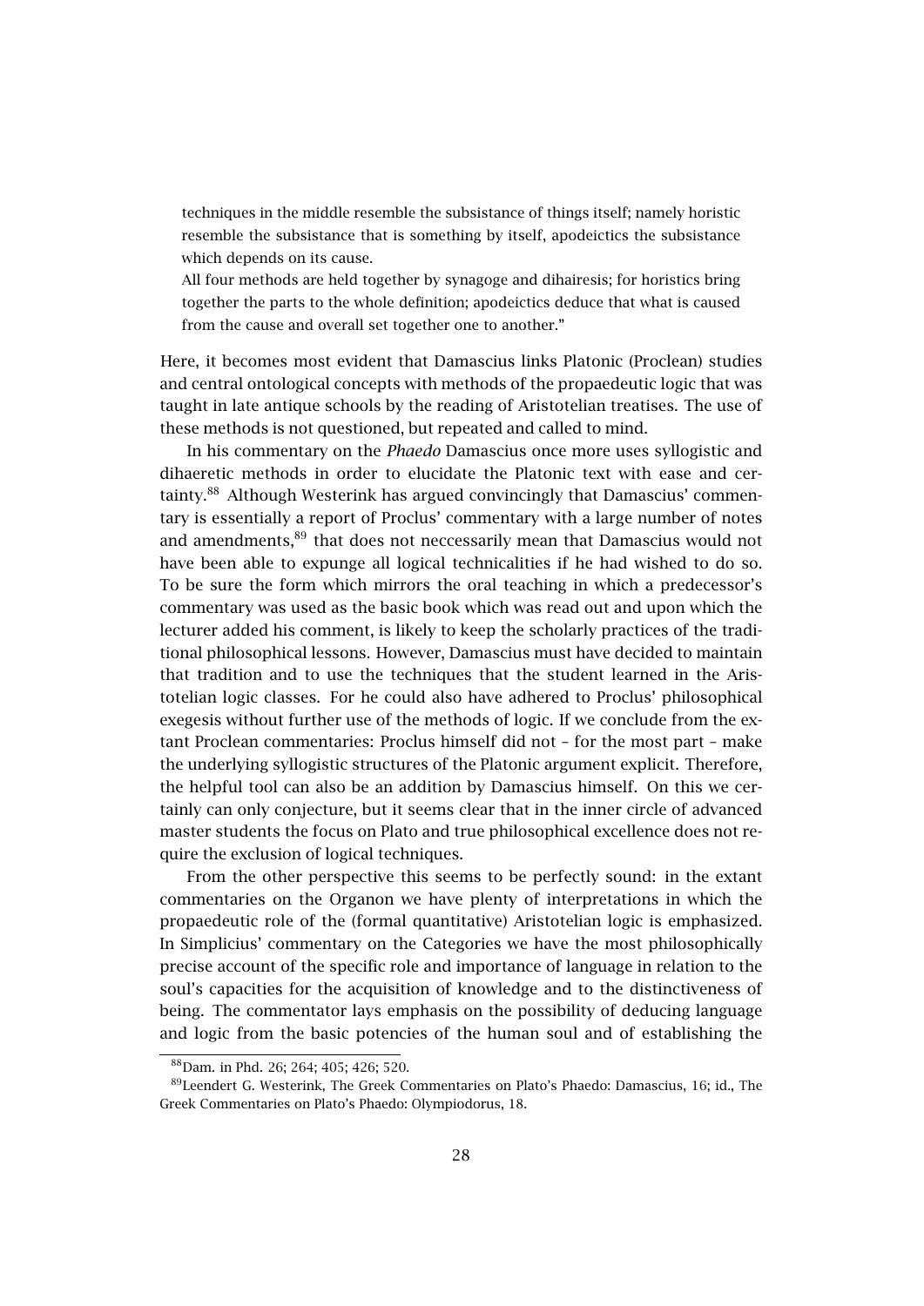> techniques in the middle resemble the subsistance of things itself; namely horistic resemble the subsistance that is something by itself, apodeictics the subsistance which depends on its cause.
>
> All four methods are held together by synagoge and dihairesis; for horistics bring together the parts to the whole definition; apodeictics deduce that what is caused from the cause and overall set together one to another."

Here, it becomes most evident that Damascius links Platonic (Proclean) studies and central ontological concepts with methods of the propaedeutic logic that was taught in late antique schools by the reading of Aristotelian treatises. The use of these methods is not questioned, but repeated and called to mind.

In his commentary on the *Phaedo* Damascius once more uses syllogistic and dihaeretic methods in order to elucidate the Platonic text with ease and certainty.[88] Although Westerink has argued convincingly that Damascius' commentary is essentially a report of Proclus' commentary with a large number of notes and amendments,[89] that does not neccessarily mean that Damascius would not have been able to expunge all logical technicalities if he had wished to do so. To be sure the form which mirrors the oral teaching in which a predecessor's commentary was used as the basic book which was read out and upon which the lecturer added his comment, is likely to keep the scholarly practices of the traditional philosophical lessons. However, Damascius must have decided to maintain that tradition and to use the techniques that the student learned in the Aristotelian logic classes. For he could also have adhered to Proclus' philosophical exegesis without further use of the methods of logic. If we conclude from the extant Proclean commentaries: Proclus himself did not – for the most part – make the underlying syllogistic structures of the Platonic argument explicit. Therefore, the helpful tool can also be an addition by Damascius himself. On this we certainly can only conjecture, but it seems clear that in the inner circle of advanced master students the focus on Plato and true philosophical excellence does not require the exclusion of logical techniques.

From the other perspective this seems to be perfectly sound: in the extant commentaries on the Organon we have plenty of interpretations in which the propaedeutic role of the (formal quantitative) Aristotelian logic is emphasized. In Simplicius' commentary on the Categories we have the most philosophically precise account of the specific role and importance of language in relation to the soul's capacities for the acquisition of knowledge and to the distinctiveness of being. The commentator lays emphasis on the possibility of deducing language and logic from the basic potencies of the human soul and of establishing the

[88] Dam. in Phd. 26; 264; 405; 426; 520.

[89] Leendert G. Westerink, The Greek Commentaries on Plato's Phaedo: Damascius, 16; id., The Greek Commentaries on Plato's Phaedo: Olympiodorus, 18.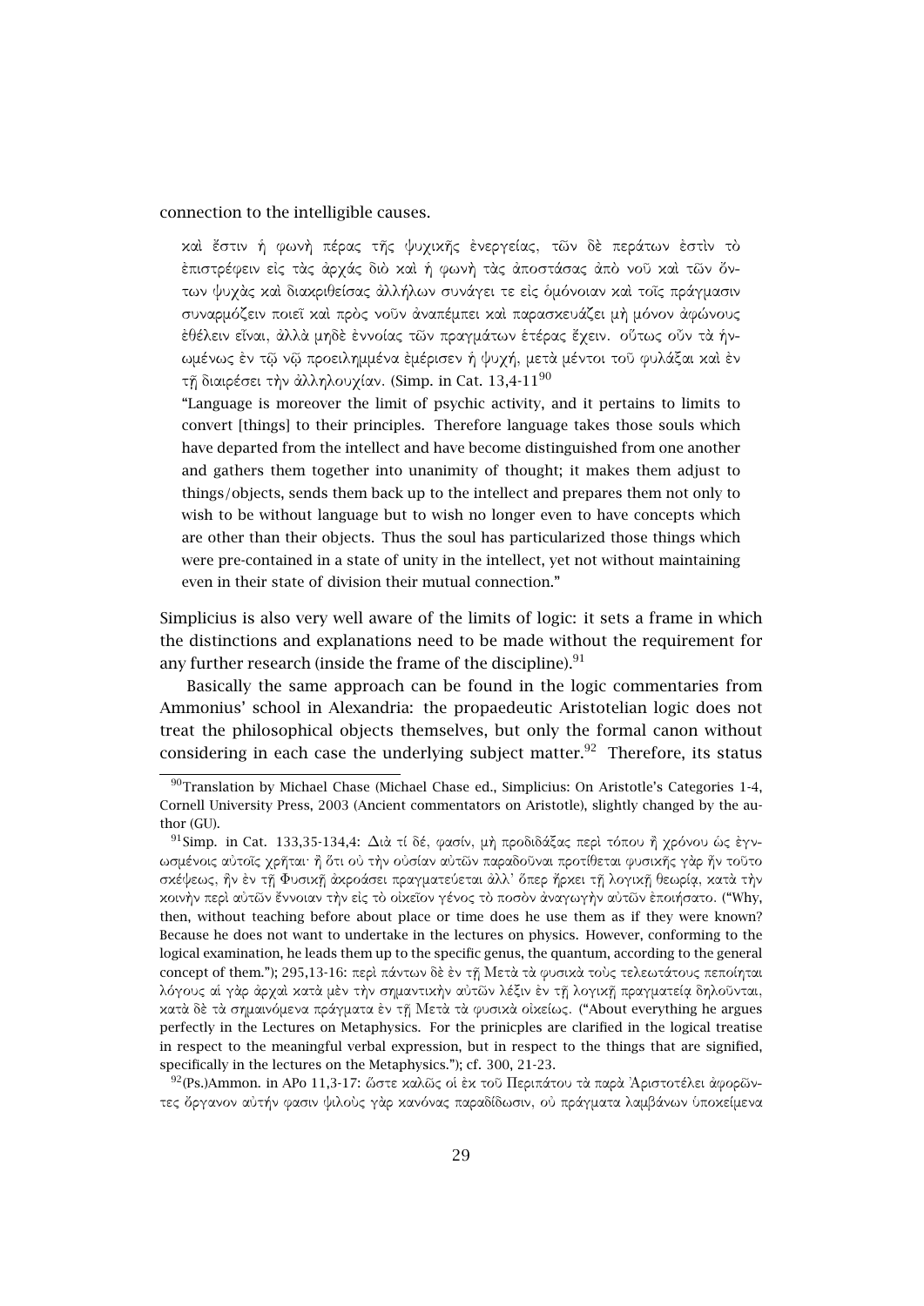connection to the intelligible causes.

> καὶ ἔστιν ἡ φωνὴ πέρας τῆς ψυχικῆς ἐνεργείας, τῶν δὲ περάτων ἐστὶν τὸ ἐπιστρέφειν εἰς τὰς ἀρχάς διὸ καὶ ἡ φωνὴ τὰς ἀποστάσας ἀπὸ νοῦ καὶ τῶν ὄντων ψυχὰς καὶ διακριθείσας ἀλλήλων συνάγει τε εἰς ὁμόνοιαν καὶ τοῖς πράγμασιν συναρμόζειν ποιεῖ καὶ πρὸς νοῦν ἀναπέμπει καὶ παρασκευάζει μὴ μόνον ἀφώνους ἐθέλειν εἶναι, ἀλλὰ μηδὲ ἐννοίας τῶν πραγμάτων ἑτέρας ἔχειν. οὕτως οὖν τὰ ἡνωμένως ἐν τῷ νῷ προειλημμένα ἐμέρισεν ἡ ψυχή, μετὰ μέντοι τοῦ φυλάξαι καὶ ἐν τῇ διαιρέσει τὴν ἀλληλουχίαν. (Simp. in Cat. 13,4-11[90]
>
> "Language is moreover the limit of psychic activity, and it pertains to limits to convert [things] to their principles. Therefore language takes those souls which have departed from the intellect and have become distinguished from one another and gathers them together into unanimity of thought; it makes them adjust to things/objects, sends them back up to the intellect and prepares them not only to wish to be without language but to wish no longer even to have concepts which are other than their objects. Thus the soul has particularized those things which were pre-contained in a state of unity in the intellect, yet not without maintaining even in their state of division their mutual connection."

Simplicius is also very well aware of the limits of logic: it sets a frame in which the distinctions and explanations need to be made without the requirement for any further research (inside the frame of the discipline).[91]

Basically the same approach can be found in the logic commentaries from Ammonius' school in Alexandria: the propaedeutic Aristotelian logic does not treat the philosophical objects themselves, but only the formal canon without considering in each case the underlying subject matter.[92] Therefore, its status

---

[90] Translation by Michael Chase (Michael Chase ed., Simplicius: On Aristotle's Categories 1-4, Cornell University Press, 2003 (Ancient commentators on Aristotle), slightly changed by the author (GU).

[91] Simp. in Cat. 133,35-134,4: Διὰ τί δέ, φασίν, μὴ προδιδάξας περὶ τόπου ἢ χρόνου ὡς ἐγνωσμένοις αὐτοῖς χρῆται· ἢ ὅτι οὐ τὴν οὐσίαν αὐτῶν παραδοῦναι προτίθεται φυσικῆς γὰρ ἦν τοῦτο σκέψεως, ἣν ἐν τῇ Φυσικῇ ἀκροάσει πραγματεύεται ἀλλ' ὅπερ ἤρκει τῇ λογικῇ θεωρίᾳ, κατὰ τὴν κοινὴν περὶ αὐτῶν ἔννοιαν τὴν εἰς τὸ οἰκεῖον γένος τὸ ποσὸν ἀναγωγὴν αὐτῶν ἐποιήσατο. ("Why, then, without teaching before about place or time does he use them as if they were known? Because he does not want to undertake in the lectures on physics. However, conforming to the logical examination, he leads them up to the specific genus, the quantum, according to the general concept of them."); 295,13-16: περὶ πάντων δὲ ἐν τῇ Μετὰ τὰ φυσικὰ τοὺς τελεωτάτους πεποίηται λόγους αἱ γὰρ ἀρχαὶ κατὰ μὲν τὴν σημαντικὴν αὐτῶν λέξιν ἐν τῇ λογικῇ πραγματείᾳ δηλοῦνται, κατὰ δὲ τὰ σημαινόμενα πράγματα ἐν τῇ Μετὰ τὰ φυσικὰ οἰκείως. ("About everything he argues perfectly in the Lectures on Metaphysics. For the prinicples are clarified in the logical treatise in respect to the meaningful verbal expression, but in respect to the things that are signified, specifically in the lectures on the Metaphysics."); cf. 300, 21-23.

[92] (Ps.)Ammon. in APo 11,3-17: ὥστε καλῶς οἱ ἐκ τοῦ Περιπάτου τὰ παρὰ Ἀριστοτέλει ἀφορῶντες ὄργανον αὐτήν φασιν ψιλοὺς γὰρ κανόνας παραδίδωσιν, οὐ πράγματα λαμβάνων ὑποκείμενα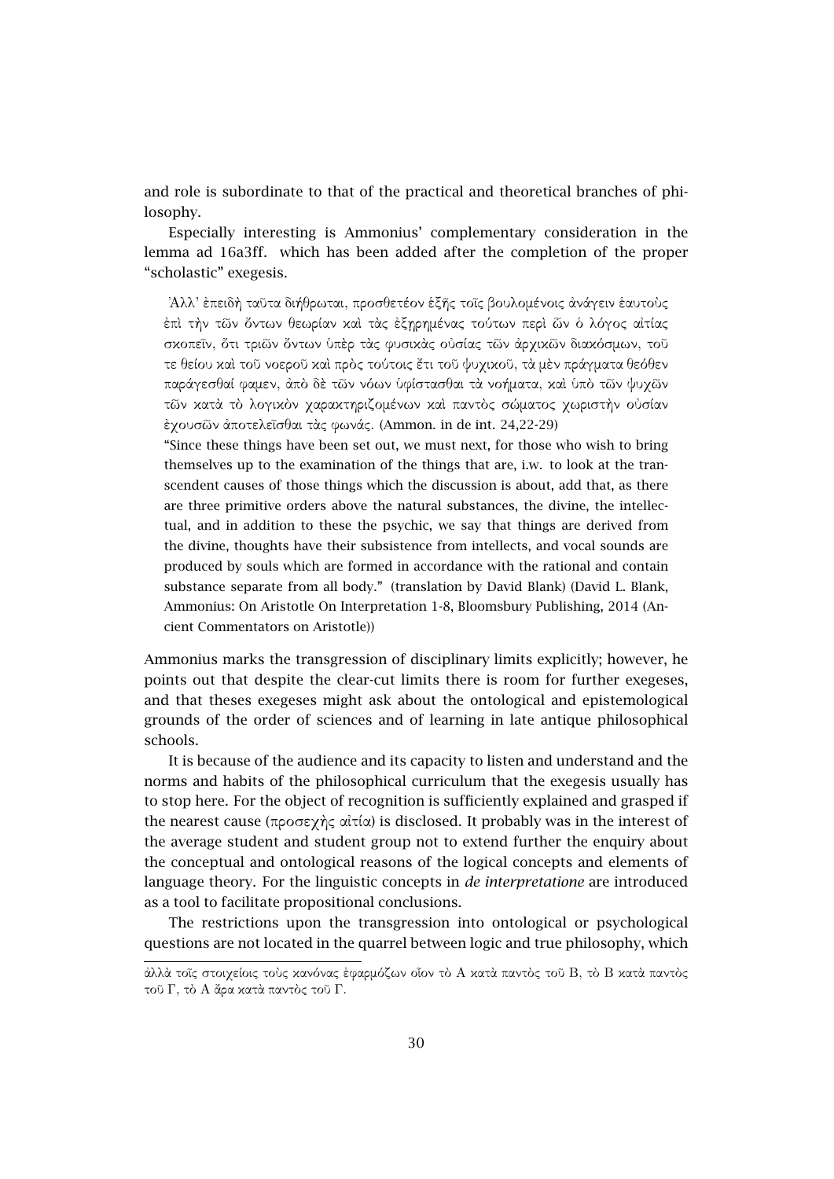and role is subordinate to that of the practical and theoretical branches of philosophy.

Especially interesting is Ammonius' complementary consideration in the lemma ad 16a3ff. which has been added after the completion of the proper "scholastic" exegesis.

> Ἀλλ' ἐπειδὴ ταῦτα διήθρωται, προσθετέον ἑξῆς τοῖς βουλομένοις ἀνάγειν ἑαυτοὺς ἐπὶ τὴν τῶν ὄντων θεωρίαν καὶ τὰς ἐξῃρημένας τούτων περὶ ὧν ὁ λόγος αἰτίας σκοπεῖν, ὅτι τριῶν ὄντων ὑπὲρ τὰς φυσικὰς οὐσίας τῶν ἀρχικῶν διακόσμων, τοῦ τε θείου καὶ τοῦ νοεροῦ καὶ πρὸς τούτοις ἔτι τοῦ ψυχικοῦ, τὰ μὲν πράγματα θεόθεν παράγεσθαί φαμεν, ἀπὸ δὲ τῶν νόων ὑφίστασθαι τὰ νοήματα, καὶ ὑπὸ τῶν ψυχῶν τῶν κατὰ τὸ λογικὸν χαρακτηριζομένων καὶ παντὸς σώματος χωριστὴν οὐσίαν ἐχουσῶν ἀποτελεῖσθαι τὰς φωνάς. (Ammon. in de int. 24,22-29)
>
> "Since these things have been set out, we must next, for those who wish to bring themselves up to the examination of the things that are, i.w. to look at the transcendent causes of those things which the discussion is about, add that, as there are three primitive orders above the natural substances, the divine, the intellectual, and in addition to these the psychic, we say that things are derived from the divine, thoughts have their subsistence from intellects, and vocal sounds are produced by souls which are formed in accordance with the rational and contain substance separate from all body." (translation by David Blank) (David L. Blank, Ammonius: On Aristotle On Interpretation 1-8, Bloomsbury Publishing, 2014 (Ancient Commentators on Aristotle))

Ammonius marks the transgression of disciplinary limits explicitly; however, he points out that despite the clear-cut limits there is room for further exegeses, and that theses exegeses might ask about the ontological and epistemological grounds of the order of sciences and of learning in late antique philosophical schools.

It is because of the audience and its capacity to listen and understand and the norms and habits of the philosophical curriculum that the exegesis usually has to stop here. For the object of recognition is sufficiently explained and grasped if the nearest cause (προσεχὴς αἰτία) is disclosed. It probably was in the interest of the average student and student group not to extend further the enquiry about the conceptual and ontological reasons of the logical concepts and elements of language theory. For the linguistic concepts in *de interpretatione* are introduced as a tool to facilitate propositional conclusions.

The restrictions upon the transgression into ontological or psychological questions are not located in the quarrel between logic and true philosophy, which

---

ἀλλὰ τοῖς στοιχείοις τοὺς κανόνας ἐφαρμόζων οἷον τὸ Α κατὰ παντὸς τοῦ Β, τὸ Β κατὰ παντὸς τοῦ Γ, τὸ Α ἄρα κατὰ παντὸς τοῦ Γ.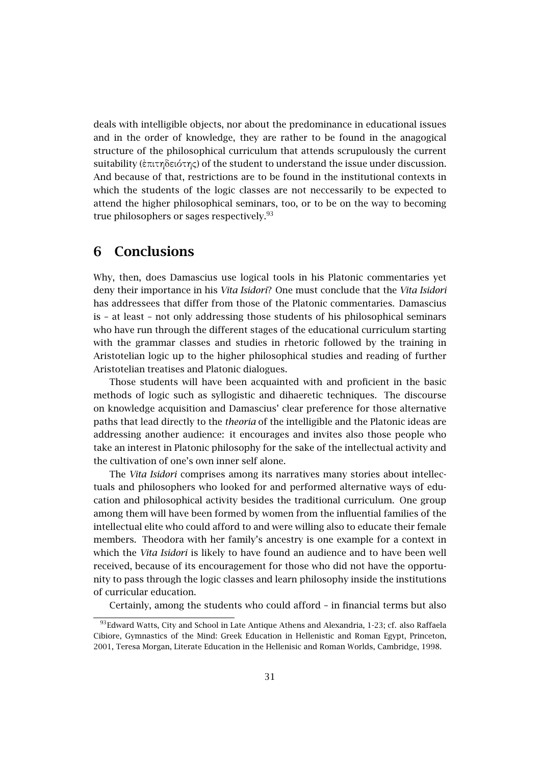deals with intelligible objects, nor about the predominance in educational issues and in the order of knowledge, they are rather to be found in the anagogical structure of the philosophical curriculum that attends scrupulously the current suitability (ἐπιτηδειότης) of the student to understand the issue under discussion. And because of that, restrictions are to be found in the institutional contexts in which the students of the logic classes are not neccessarily to be expected to attend the higher philosophical seminars, too, or to be on the way to becoming true philosophers or sages respectively.[93]

## 6 Conclusions

Why, then, does Damascius use logical tools in his Platonic commentaries yet deny their importance in his *Vita Isidori*? One must conclude that the *Vita Isidori* has addressees that differ from those of the Platonic commentaries. Damascius is – at least – not only addressing those students of his philosophical seminars who have run through the different stages of the educational curriculum starting with the grammar classes and studies in rhetoric followed by the training in Aristotelian logic up to the higher philosophical studies and reading of further Aristotelian treatises and Platonic dialogues.

Those students will have been acquainted with and proficient in the basic methods of logic such as syllogistic and dihaeretic techniques. The discourse on knowledge acquisition and Damascius' clear preference for those alternative paths that lead directly to the *theoria* of the intelligible and the Platonic ideas are addressing another audience: it encourages and invites also those people who take an interest in Platonic philosophy for the sake of the intellectual activity and the cultivation of one's own inner self alone.

The *Vita Isidori* comprises among its narratives many stories about intellectuals and philosophers who looked for and performed alternative ways of education and philosophical activity besides the traditional curriculum. One group among them will have been formed by women from the influential families of the intellectual elite who could afford to and were willing also to educate their female members. Theodora with her family's ancestry is one example for a context in which the *Vita Isidori* is likely to have found an audience and to have been well received, because of its encouragement for those who did not have the opportunity to pass through the logic classes and learn philosophy inside the institutions of curricular education.

Certainly, among the students who could afford – in financial terms but also

[93] Edward Watts, City and School in Late Antique Athens and Alexandria, 1-23; cf. also Raffaela Cibiore, Gymnastics of the Mind: Greek Education in Hellenistic and Roman Egypt, Princeton, 2001, Teresa Morgan, Literate Education in the Hellenisic and Roman Worlds, Cambridge, 1998.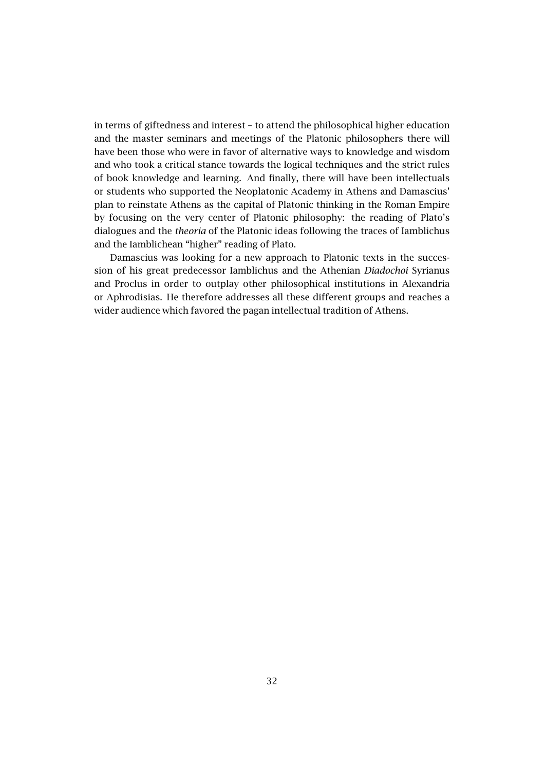in terms of giftedness and interest – to attend the philosophical higher education and the master seminars and meetings of the Platonic philosophers there will have been those who were in favor of alternative ways to knowledge and wisdom and who took a critical stance towards the logical techniques and the strict rules of book knowledge and learning. And finally, there will have been intellectuals or students who supported the Neoplatonic Academy in Athens and Damascius' plan to reinstate Athens as the capital of Platonic thinking in the Roman Empire by focusing on the very center of Platonic philosophy: the reading of Plato's dialogues and the *theoria* of the Platonic ideas following the traces of Iamblichus and the Iamblichean "higher" reading of Plato.

Damascius was looking for a new approach to Platonic texts in the succession of his great predecessor Iamblichus and the Athenian *Diadochoi* Syrianus and Proclus in order to outplay other philosophical institutions in Alexandria or Aphrodisias. He therefore addresses all these different groups and reaches a wider audience which favored the pagan intellectual tradition of Athens.